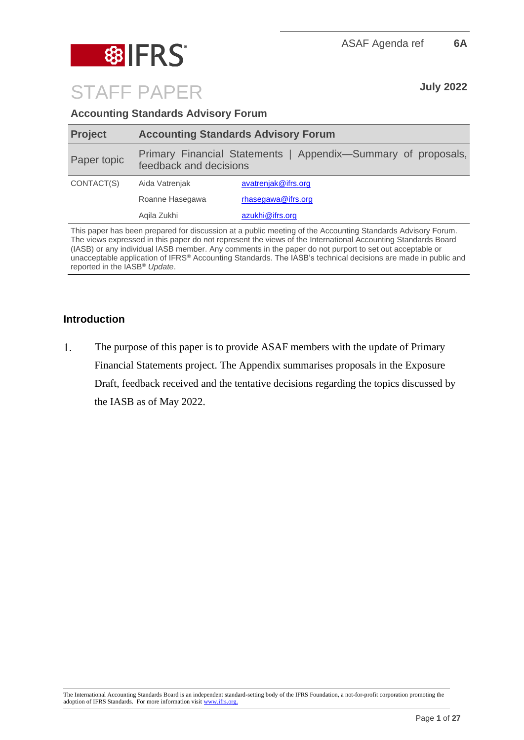ASAF Agenda ref **6A**

# STAFF PAPER

**July 2022**

**Accounting Standards Advisory Forum**

| **Project** | **Accounting Standards Advisory Forum** | |
|---|---|---|
| Paper topic | Primary Financial Statements \| Appendix—Summary of proposals, feedback and decisions | |
| CONTACT(S) | Aida Vatrenjak | avatrenjak@ifrs.org |
| | Roanne Hasegawa | rhasegawa@ifrs.org |
| | Aqila Zukhi | azukhi@ifrs.org |

This paper has been prepared for discussion at a public meeting of the Accounting Standards Advisory Forum. The views expressed in this paper do not represent the views of the International Accounting Standards Board (IASB) or any individual IASB member. Any comments in the paper do not purport to set out acceptable or unacceptable application of IFRS® Accounting Standards. The IASB's technical decisions are made in public and reported in the IASB® *Update*.

## Introduction

1. The purpose of this paper is to provide ASAF members with the update of Primary Financial Statements project. The Appendix summarises proposals in the Exposure Draft, feedback received and the tentative decisions regarding the topics discussed by the IASB as of May 2022.

The International Accounting Standards Board is an independent standard-setting body of the IFRS Foundation, a not-for-profit corporation promoting the adoption of IFRS Standards. For more information visit www.ifrs.org.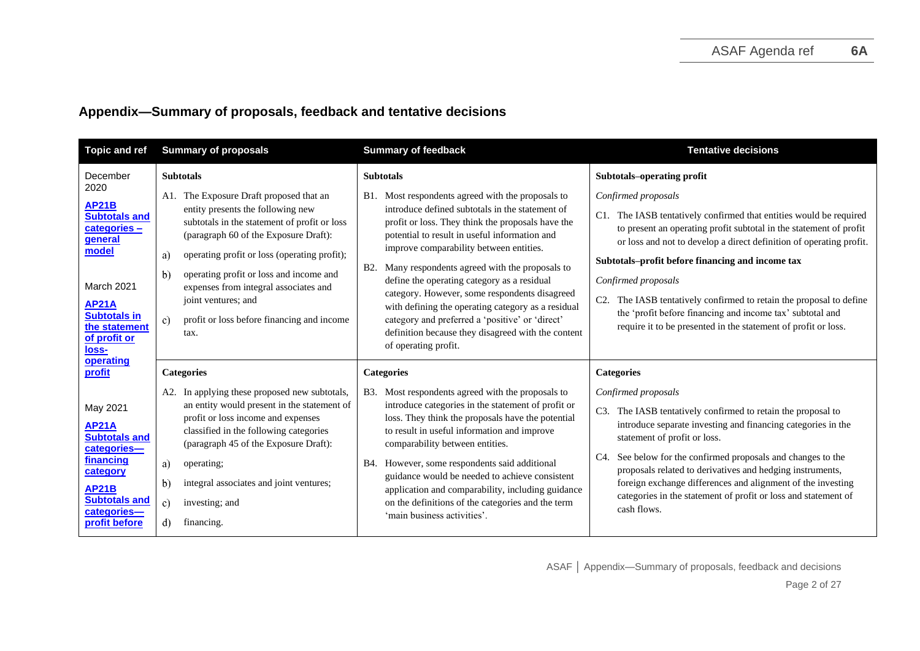## Appendix—Summary of proposals, feedback and tentative decisions

| Topic and ref | Summary of proposals | Summary of feedback | Tentative decisions |
|---|---|---|---|
| December 2020<br>**AP21B Subtotals and categories – general model**<br><br>March 2021<br>**AP21A Subtotals in the statement of profit or loss-operating profit**<br><br>May 2021<br>**AP21A Subtotals and categories—financing category**<br>**AP21B Subtotals and categories—profit before** | **Subtotals**<br>A1. The Exposure Draft proposed that an entity presents the following new subtotals in the statement of profit or loss (paragraph 60 of the Exposure Draft):<br>a) operating profit or loss (operating profit);<br>b) operating profit or loss and income and expenses from integral associates and joint ventures; and<br>c) profit or loss before financing and income tax. | **Subtotals**<br>B1. Most respondents agreed with the proposals to introduce defined subtotals in the statement of profit or loss. They think the proposals have the potential to result in useful information and improve comparability between entities.<br>B2. Many respondents agreed with the proposals to define the operating category as a residual category. However, some respondents disagreed with defining the operating category as a residual category and preferred a 'positive' or 'direct' definition because they disagreed with the content of operating profit. | **Subtotals–operating profit**<br>*Confirmed proposals*<br>C1. The IASB tentatively confirmed that entities would be required to present an operating profit subtotal in the statement of profit or loss and not to develop a direct definition of operating profit.<br>**Subtotals–profit before financing and income tax**<br>*Confirmed proposals*<br>C2. The IASB tentatively confirmed to retain the proposal to define the 'profit before financing and income tax' subtotal and require it to be presented in the statement of profit or loss. |
| | **Categories**<br>A2. In applying these proposed new subtotals, an entity would present in the statement of profit or loss income and expenses classified in the following categories (paragraph 45 of the Exposure Draft):<br>a) operating;<br>b) integral associates and joint ventures;<br>c) investing; and<br>d) financing. | **Categories**<br>B3. Most respondents agreed with the proposals to introduce categories in the statement of profit or loss. They think the proposals have the potential to result in useful information and improve comparability between entities.<br>B4. However, some respondents said additional guidance would be needed to achieve consistent application and comparability, including guidance on the definitions of the categories and the term 'main business activities'. | **Categories**<br>*Confirmed proposals*<br>C3. The IASB tentatively confirmed to retain the proposal to introduce separate investing and financing categories in the statement of profit or loss.<br>C4. See below for the confirmed proposals and changes to the proposals related to derivatives and hedging instruments, foreign exchange differences and alignment of the investing categories in the statement of profit or loss and statement of cash flows. |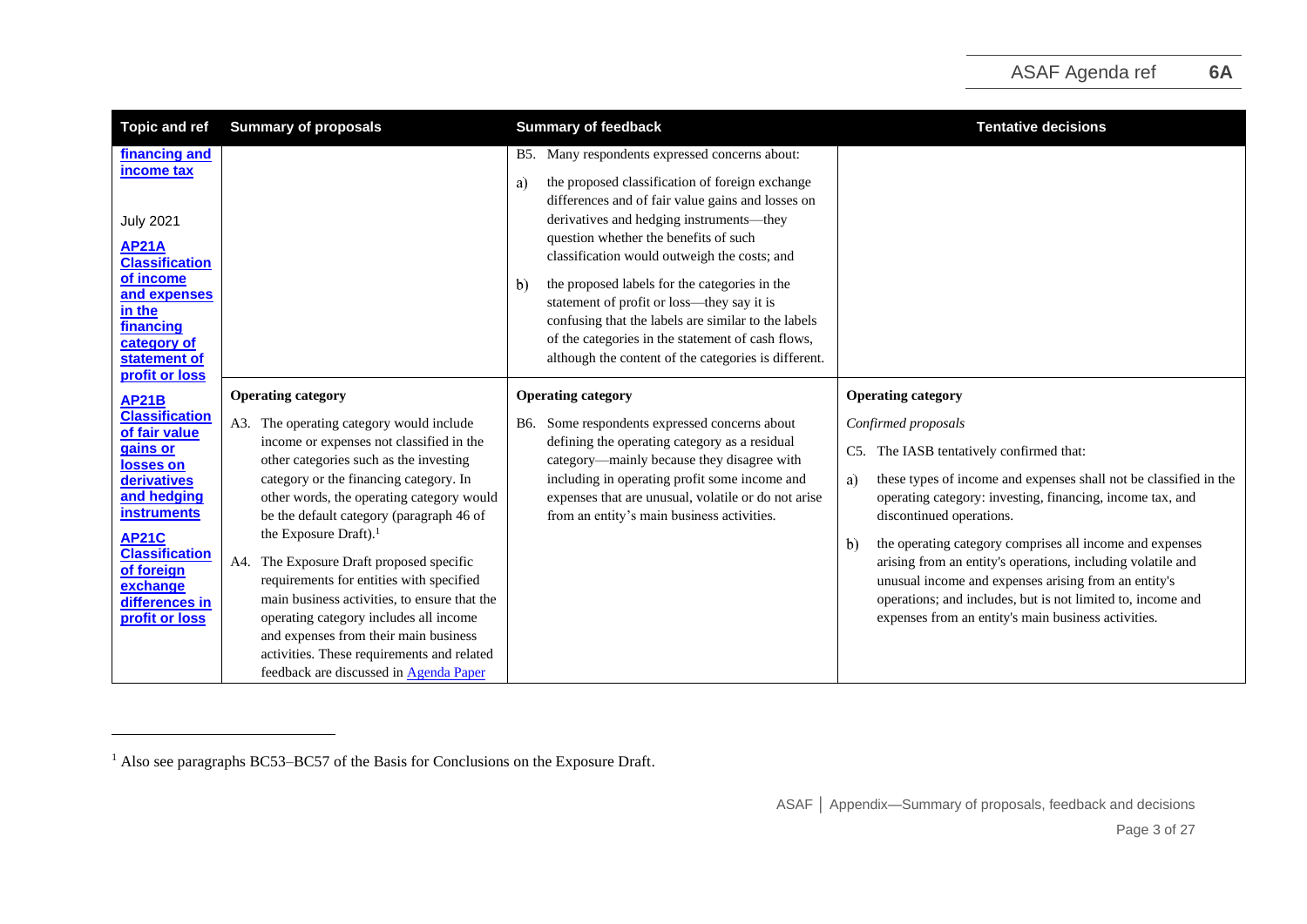| Topic and ref | Summary of proposals | Summary of feedback | Tentative decisions |
|---|---|---|---|
| **financing and income tax**<br><br>July 2021<br><br>**AP21A Classification of income and expenses in the financing category of statement of profit or loss** | | B5. Many respondents expressed concerns about:<br>a) the proposed classification of foreign exchange differences and of fair value gains and losses on derivatives and hedging instruments—they question whether the benefits of such classification would outweigh the costs; and<br>b) the proposed labels for the categories in the statement of profit or loss—they say it is confusing that the labels are similar to the labels of the categories in the statement of cash flows, although the content of the categories is different. | |
| **AP21B Classification of fair value gains or losses on derivatives and hedging instruments**<br><br>**AP21C Classification of foreign exchange differences in profit or loss** | **Operating category**<br>A3. The operating category would include income or expenses not classified in the other categories such as the investing category or the financing category. In other words, the operating category would be the default category (paragraph 46 of the Exposure Draft).[1]<br>A4. The Exposure Draft proposed specific requirements for entities with specified main business activities, to ensure that the operating category includes all income and expenses from their main business activities. These requirements and related feedback are discussed in Agenda Paper | **Operating category**<br>B6. Some respondents expressed concerns about defining the operating category as a residual category—mainly because they disagree with including in operating profit some income and expenses that are unusual, volatile or do not arise from an entity's main business activities. | **Operating category**<br>*Confirmed proposals*<br>C5. The IASB tentatively confirmed that:<br>a) these types of income and expenses shall not be classified in the operating category: investing, financing, income tax, and discontinued operations.<br>b) the operating category comprises all income and expenses arising from an entity's operations, including volatile and unusual income and expenses arising from an entity's operations; and includes, but is not limited to, income and expenses from an entity's main business activities. |

[1] Also see paragraphs BC53–BC57 of the Basis for Conclusions on the Exposure Draft.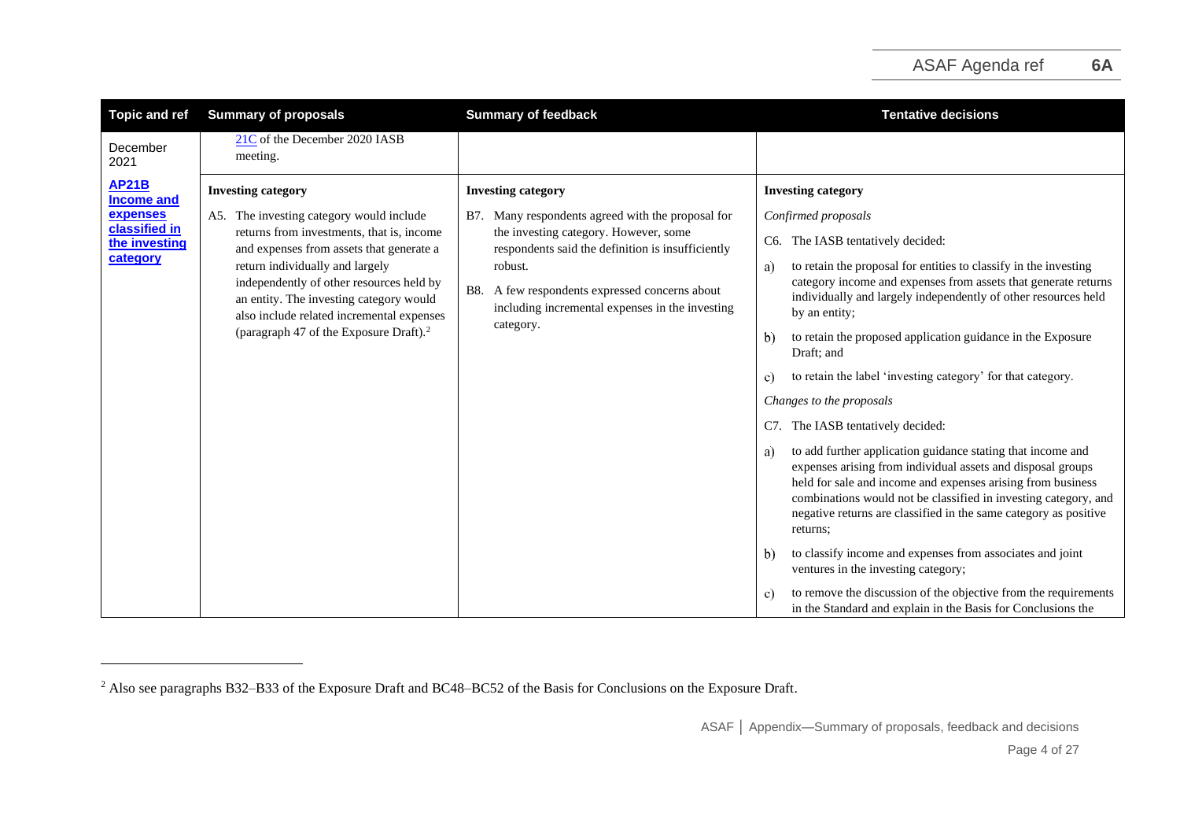| Topic and ref | Summary of proposals | Summary of feedback | Tentative decisions |
|---|---|---|---|
| December 2021 | 21C of the December 2020 IASB meeting. | | |
| **AP21B Income and expenses classified in the investing category** | **Investing category**<br><br>A5. The investing category would include returns from investments, that is, income and expenses from assets that generate a return individually and largely independently of other resources held by an entity. The investing category would also include related incremental expenses (paragraph 47 of the Exposure Draft).[2] | **Investing category**<br><br>B7. Many respondents agreed with the proposal for the investing category. However, some respondents said the definition is insufficiently robust.<br><br>B8. A few respondents expressed concerns about including incremental expenses in the investing category. | **Investing category**<br><br>*Confirmed proposals*<br><br>C6. The IASB tentatively decided:<br><br>a) to retain the proposal for entities to classify in the investing category income and expenses from assets that generate returns individually and largely independently of other resources held by an entity;<br><br>b) to retain the proposed application guidance in the Exposure Draft; and<br><br>c) to retain the label 'investing category' for that category.<br><br>*Changes to the proposals*<br><br>C7. The IASB tentatively decided:<br><br>a) to add further application guidance stating that income and expenses arising from individual assets and disposal groups held for sale and income and expenses arising from business combinations would not be classified in investing category, and negative returns are classified in the same category as positive returns;<br><br>b) to classify income and expenses from associates and joint ventures in the investing category;<br><br>c) to remove the discussion of the objective from the requirements in the Standard and explain in the Basis for Conclusions the |

[2] Also see paragraphs B32–B33 of the Exposure Draft and BC48–BC52 of the Basis for Conclusions on the Exposure Draft.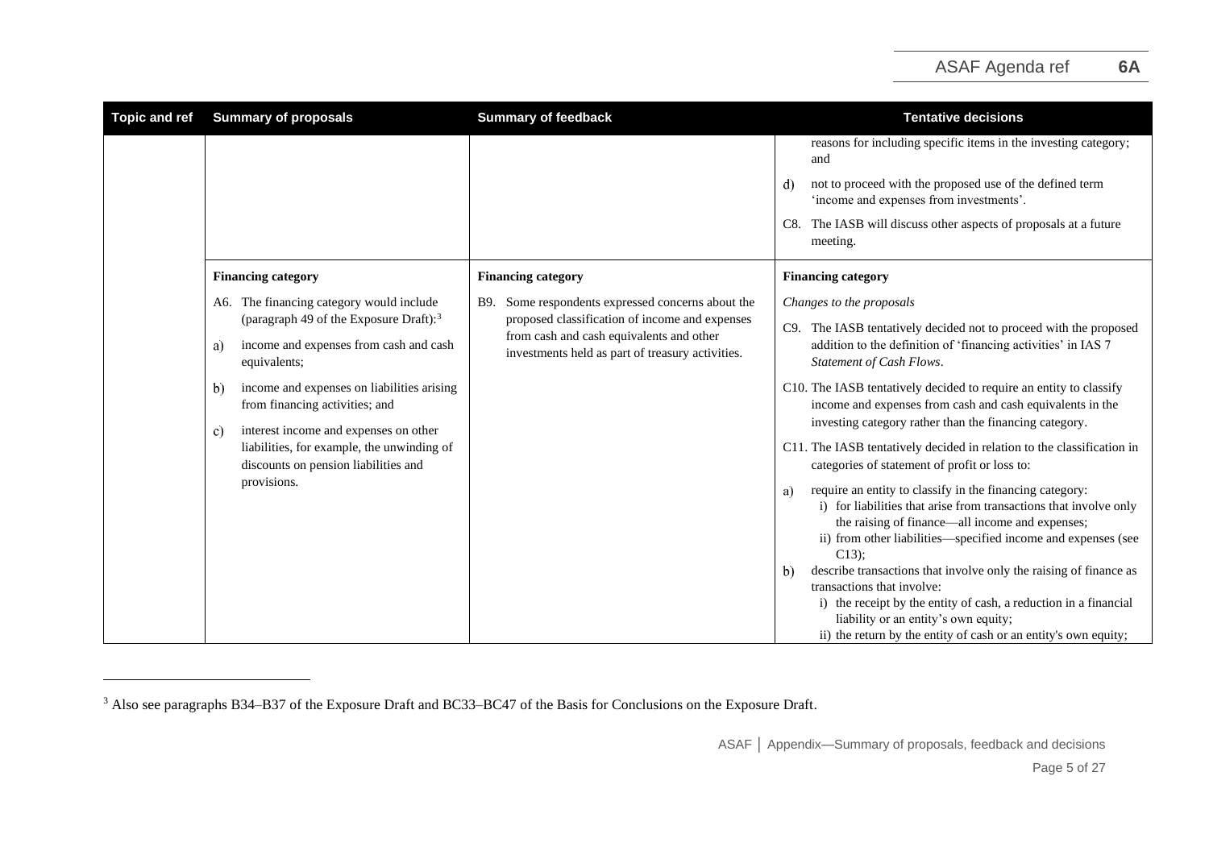| Topic and ref | Summary of proposals | Summary of feedback | Tentative decisions |
| --- | --- | --- | --- |
| | | | reasons for including specific items in the investing category; and<br><br>d) not to proceed with the proposed use of the defined term 'income and expenses from investments'.<br><br>C8. The IASB will discuss other aspects of proposals at a future meeting. |
| | **Financing category**<br><br>A6. The financing category would include (paragraph 49 of the Exposure Draft):[3]<br><br>a) income and expenses from cash and cash equivalents;<br><br>b) income and expenses on liabilities arising from financing activities; and<br><br>c) interest income and expenses on other liabilities, for example, the unwinding of discounts on pension liabilities and provisions. | **Financing category**<br><br>B9. Some respondents expressed concerns about the proposed classification of income and expenses from cash and cash equivalents and other investments held as part of treasury activities. | **Financing category**<br><br>*Changes to the proposals*<br><br>C9. The IASB tentatively decided not to proceed with the proposed addition to the definition of 'financing activities' in IAS 7 *Statement of Cash Flows*.<br><br>C10. The IASB tentatively decided to require an entity to classify income and expenses from cash and cash equivalents in the investing category rather than the financing category.<br><br>C11. The IASB tentatively decided in relation to the classification in categories of statement of profit or loss to:<br><br>a) require an entity to classify in the financing category:<br>i) for liabilities that arise from transactions that involve only the raising of finance—all income and expenses;<br>ii) from other liabilities—specified income and expenses (see C13);<br><br>b) describe transactions that involve only the raising of finance as transactions that involve:<br>i) the receipt by the entity of cash, a reduction in a financial liability or an entity's own equity;<br>ii) the return by the entity of cash or an entity's own equity; |

[3] Also see paragraphs B34–B37 of the Exposure Draft and BC33–BC47 of the Basis for Conclusions on the Exposure Draft.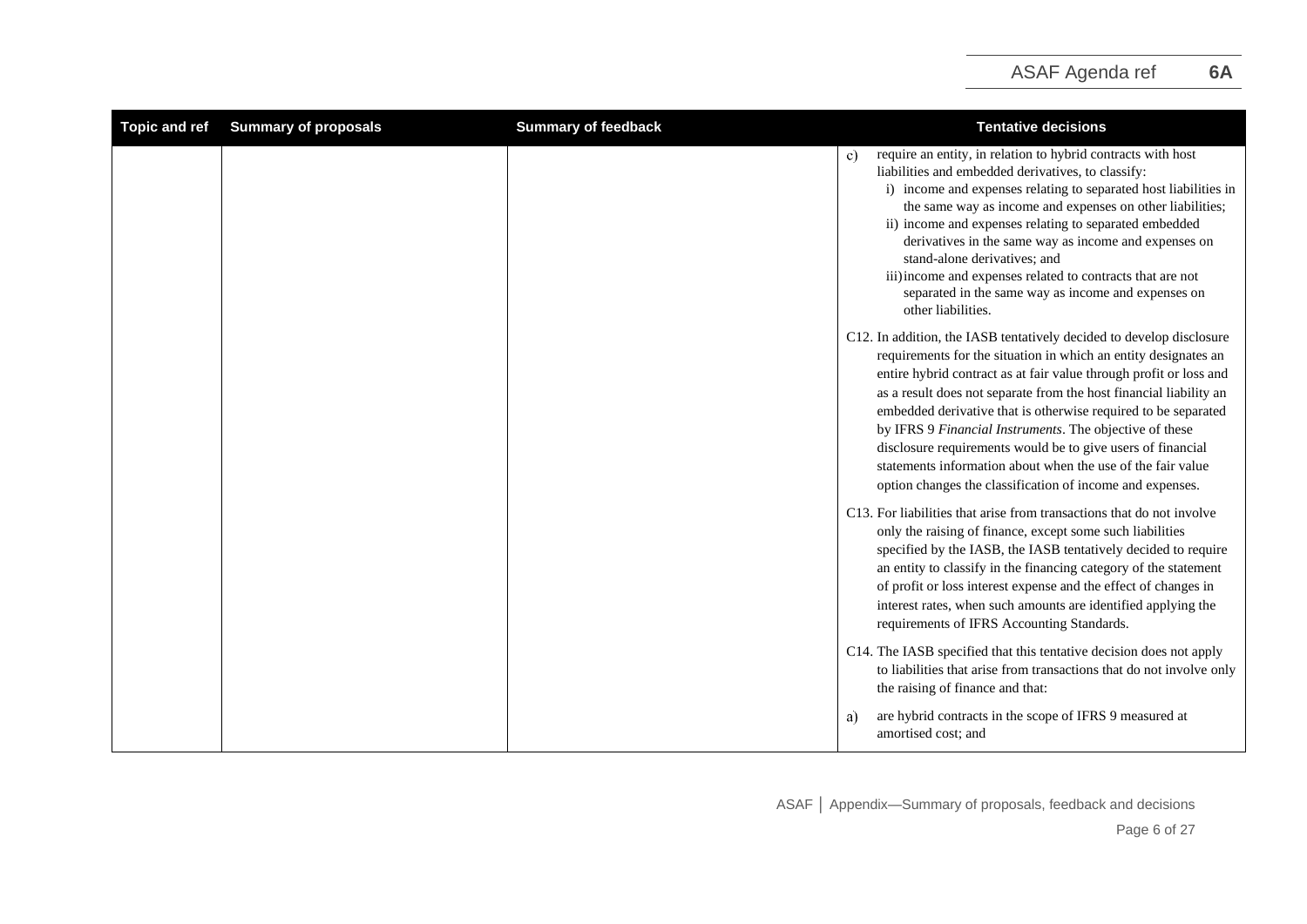| Topic and ref | Summary of proposals | Summary of feedback | Tentative decisions |
|---|---|---|---|
| | | | c) require an entity, in relation to hybrid contracts with host liabilities and embedded derivatives, to classify:<br>i) income and expenses relating to separated host liabilities in the same way as income and expenses on other liabilities;<br>ii) income and expenses relating to separated embedded derivatives in the same way as income and expenses on stand-alone derivatives; and<br>iii) income and expenses related to contracts that are not separated in the same way as income and expenses on other liabilities.<br><br>C12. In addition, the IASB tentatively decided to develop disclosure requirements for the situation in which an entity designates an entire hybrid contract as at fair value through profit or loss and as a result does not separate from the host financial liability an embedded derivative that is otherwise required to be separated by IFRS 9 *Financial Instruments*. The objective of these disclosure requirements would be to give users of financial statements information about when the use of the fair value option changes the classification of income and expenses.<br><br>C13. For liabilities that arise from transactions that do not involve only the raising of finance, except some such liabilities specified by the IASB, the IASB tentatively decided to require an entity to classify in the financing category of the statement of profit or loss interest expense and the effect of changes in interest rates, when such amounts are identified applying the requirements of IFRS Accounting Standards.<br><br>C14. The IASB specified that this tentative decision does not apply to liabilities that arise from transactions that do not involve only the raising of finance and that:<br><br>a) are hybrid contracts in the scope of IFRS 9 measured at amortised cost; and |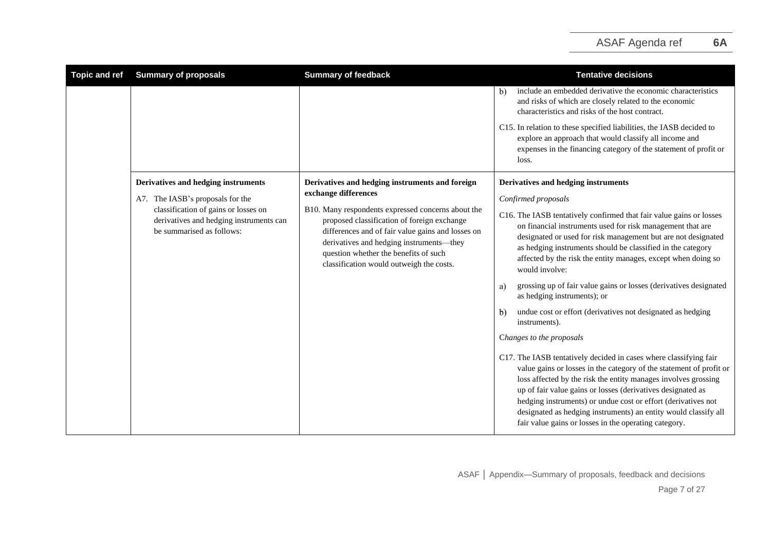| Topic and ref | Summary of proposals | Summary of feedback | Tentative decisions |
|---|---|---|---|
| | | | b) include an embedded derivative the economic characteristics and risks of which are closely related to the economic characteristics and risks of the host contract.<br><br>C15. In relation to these specified liabilities, the IASB decided to explore an approach that would classify all income and expenses in the financing category of the statement of profit or loss. |
| | **Derivatives and hedging instruments**<br><br>A7. The IASB's proposals for the classification of gains or losses on derivatives and hedging instruments can be summarised as follows: | **Derivatives and hedging instruments and foreign exchange differences**<br><br>B10. Many respondents expressed concerns about the proposed classification of foreign exchange differences and of fair value gains and losses on derivatives and hedging instruments—they question whether the benefits of such classification would outweigh the costs. | **Derivatives and hedging instruments**<br><br>*Confirmed proposals*<br><br>C16. The IASB tentatively confirmed that fair value gains or losses on financial instruments used for risk management that are designated or used for risk management but are not designated as hedging instruments should be classified in the category affected by the risk the entity manages, except when doing so would involve:<br><br>a) grossing up of fair value gains or losses (derivatives designated as hedging instruments); or<br><br>b) undue cost or effort (derivatives not designated as hedging instruments).<br><br>*Changes to the proposals*<br><br>C17. The IASB tentatively decided in cases where classifying fair value gains or losses in the category of the statement of profit or loss affected by the risk the entity manages involves grossing up of fair value gains or losses (derivatives designated as hedging instruments) or undue cost or effort (derivatives not designated as hedging instruments) an entity would classify all fair value gains or losses in the operating category. |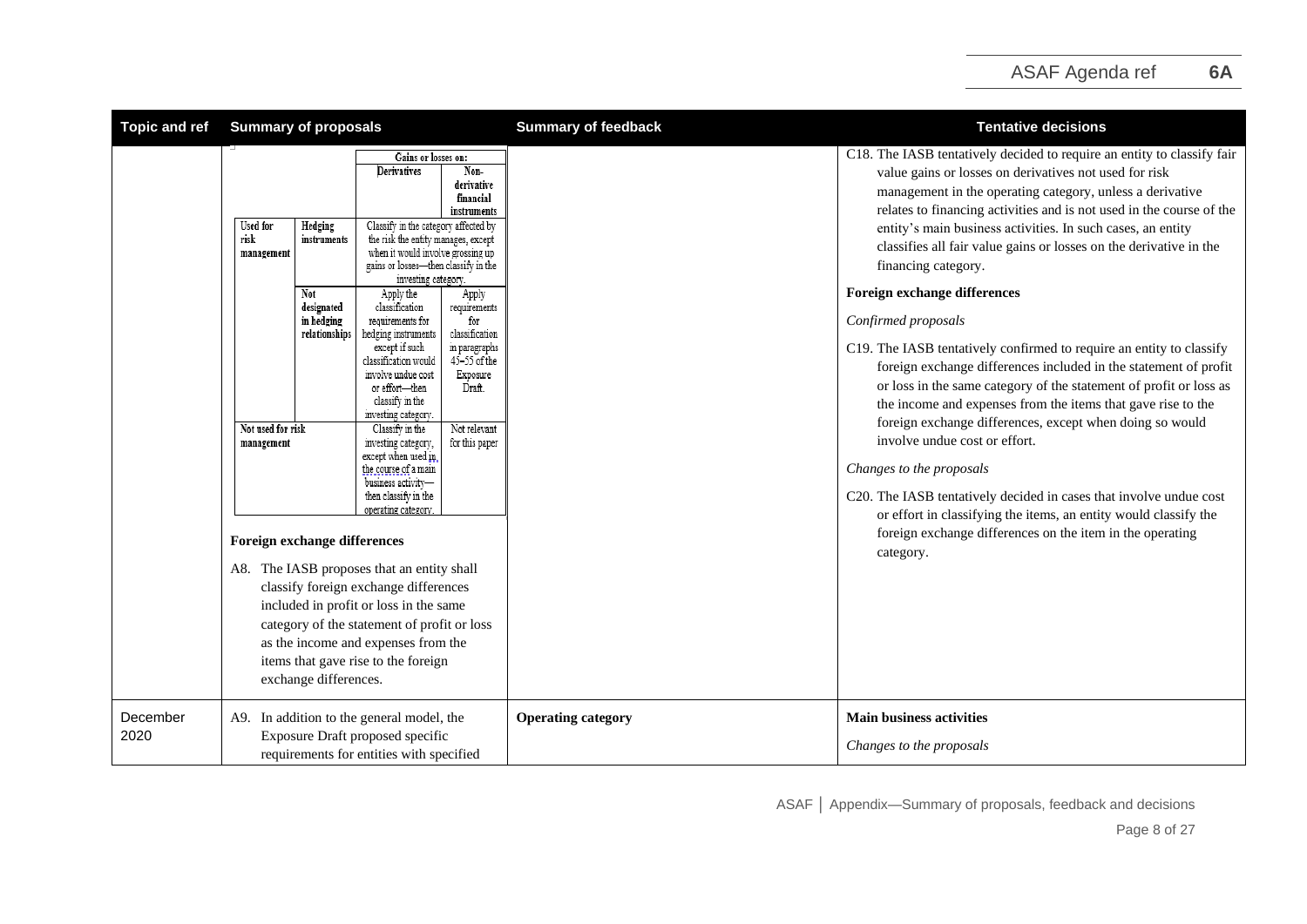| Topic and ref | Summary of proposals | Summary of feedback | Tentative decisions |
|---|---|---|---|
| | <table><tr><td colspan="2"></td><td colspan="2">Gains or losses on:</td></tr><tr><td colspan="2"></td><td>Derivatives</td><td>Non-derivative financial instruments</td></tr><tr><td>Used for risk management</td><td>Hedging instruments</td><td colspan="2">Classify in the category affected by the risk the entity manages, except when it would involve grossing up gains or losses—then classify in the investing category.</td></tr><tr><td></td><td>Not designated in hedging relationships</td><td>Apply the classification requirements for hedging instruments except if such classification would involve undue cost or effort—then classify in the investing category.</td><td>Apply requirements for classification in paragraphs 45–55 of the Exposure Draft.</td></tr><tr><td colspan="2">Not used for risk management</td><td>Classify in the investing category, except when used in the course of a main business activity—then classify in the operating category.</td><td>Not relevant for this paper</td></tr></table><br><br>**Foreign exchange differences**<br><br>A8. The IASB proposes that an entity shall classify foreign exchange differences included in profit or loss in the same category of the statement of profit or loss as the income and expenses from the items that gave rise to the foreign exchange differences. | | C18. The IASB tentatively decided to require an entity to classify fair value gains or losses on derivatives not used for risk management in the operating category, unless a derivative relates to financing activities and is not used in the course of the entity's main business activities. In such cases, an entity classifies all fair value gains or losses on the derivative in the financing category.<br><br>**Foreign exchange differences**<br><br>*Confirmed proposals*<br><br>C19. The IASB tentatively confirmed to require an entity to classify foreign exchange differences included in the statement of profit or loss in the same category of the statement of profit or loss as the income and expenses from the items that gave rise to the foreign exchange differences, except when doing so would involve undue cost or effort.<br><br>*Changes to the proposals*<br><br>C20. The IASB tentatively decided in cases that involve undue cost or effort in classifying the items, an entity would classify the foreign exchange differences on the item in the operating category. |
| December 2020 | A9. In addition to the general model, the Exposure Draft proposed specific requirements for entities with specified | **Operating category** | **Main business activities**<br><br>*Changes to the proposals* |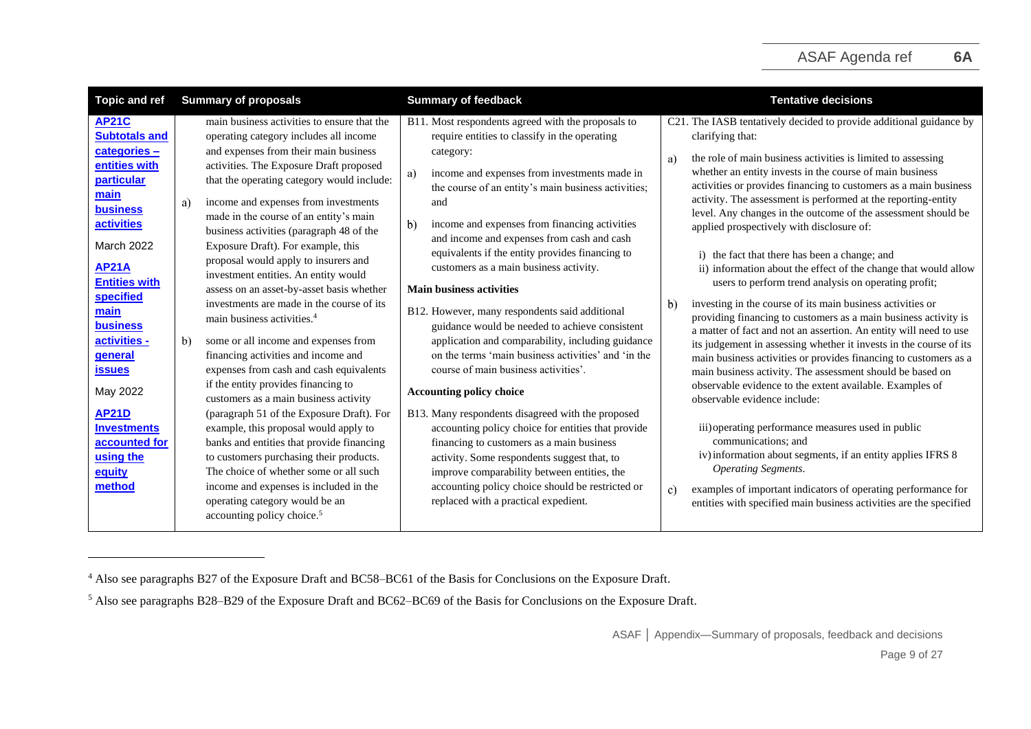| Topic and ref | Summary of proposals | Summary of feedback | Tentative decisions |
|---|---|---|---|
| **AP21C Subtotals and categories – entities with particular main business activities** March 2022 **AP21A Entities with specified main business activities - general issues** May 2022 **AP21D Investments accounted for using the equity method** | main business activities to ensure that the operating category includes all income and expenses from their main business activities. The Exposure Draft proposed that the operating category would include: a) income and expenses from investments made in the course of an entity's main business activities (paragraph 48 of the Exposure Draft). For example, this proposal would apply to insurers and investment entities. An entity would assess on an asset-by-asset basis whether investments are made in the course of its main business activities.[4] b) some or all income and expenses from financing activities and income and expenses from cash and cash equivalents if the entity provides financing to customers as a main business activity (paragraph 51 of the Exposure Draft). For example, this proposal would apply to banks and entities that provide financing to customers purchasing their products. The choice of whether some or all such income and expenses is included in the operating category would be an accounting policy choice.[5] | B11. Most respondents agreed with the proposals to require entities to classify in the operating category: a) income and expenses from investments made in the course of an entity's main business activities; and b) income and expenses from financing activities and income and expenses from cash and cash equivalents if the entity provides financing to customers as a main business activity. **Main business activities** B12. However, many respondents said additional guidance would be needed to achieve consistent application and comparability, including guidance on the terms 'main business activities' and 'in the course of main business activities'. **Accounting policy choice** B13. Many respondents disagreed with the proposed accounting policy choice for entities that provide financing to customers as a main business activity. Some respondents suggest that, to improve comparability between entities, the accounting policy choice should be restricted or replaced with a practical expedient. | C21. The IASB tentatively decided to provide additional guidance by clarifying that: a) the role of main business activities is limited to assessing whether an entity invests in the course of main business activities or provides financing to customers as a main business activity. The assessment is performed at the reporting-entity level. Any changes in the outcome of the assessment should be applied prospectively with disclosure of: i) the fact that there has been a change; and ii) information about the effect of the change that would allow users to perform trend analysis on operating profit; b) investing in the course of its main business activities or providing financing to customers as a main business activity is a matter of fact and not an assertion. An entity will need to use its judgement in assessing whether it invests in the course of its main business activities or provides financing to customers as a main business activity. The assessment should be based on observable evidence to the extent available. Examples of observable evidence include: iii) operating performance measures used in public communications; and iv) information about segments, if an entity applies IFRS 8 *Operating Segments*. c) examples of important indicators of operating performance for entities with specified main business activities are the specified |

[4] Also see paragraphs B27 of the Exposure Draft and BC58–BC61 of the Basis for Conclusions on the Exposure Draft.

[5] Also see paragraphs B28–B29 of the Exposure Draft and BC62–BC69 of the Basis for Conclusions on the Exposure Draft.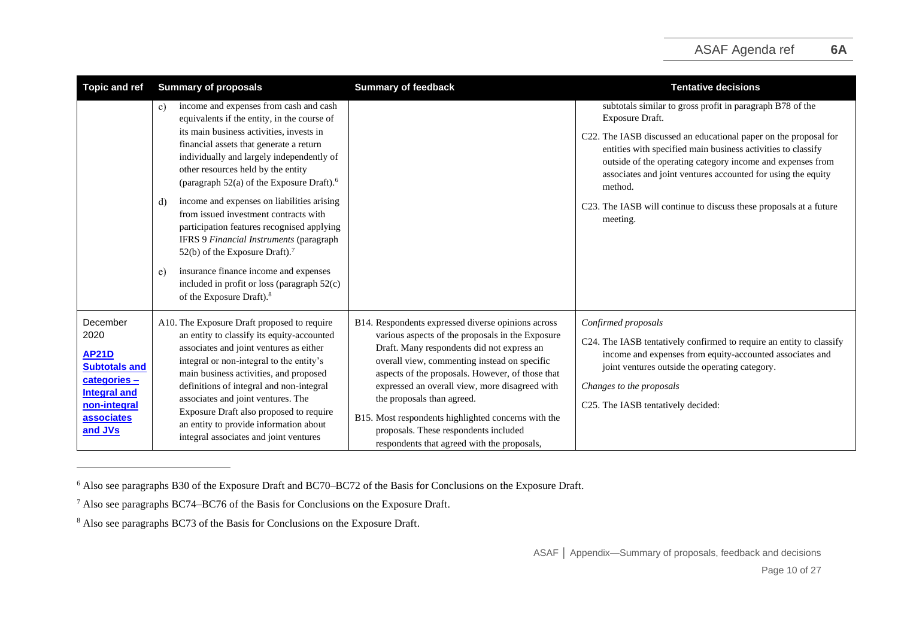| Topic and ref | Summary of proposals | Summary of feedback | Tentative decisions |
|---|---|---|---|
| | c) income and expenses from cash and cash equivalents if the entity, in the course of its main business activities, invests in financial assets that generate a return individually and largely independently of other resources held by the entity (paragraph 52(a) of the Exposure Draft).[6]<br><br>d) income and expenses on liabilities arising from issued investment contracts with participation features recognised applying IFRS 9 *Financial Instruments* (paragraph 52(b) of the Exposure Draft).[7]<br><br>e) insurance finance income and expenses included in profit or loss (paragraph 52(c) of the Exposure Draft).[8] | | subtotals similar to gross profit in paragraph B78 of the Exposure Draft.<br><br>C22. The IASB discussed an educational paper on the proposal for entities with specified main business activities to classify outside of the operating category income and expenses from associates and joint ventures accounted for using the equity method.<br><br>C23. The IASB will continue to discuss these proposals at a future meeting. |
| December 2020<br><br>**AP21D Subtotals and categories – Integral and non-integral associates and JVs** | A10. The Exposure Draft proposed to require an entity to classify its equity-accounted associates and joint ventures as either integral or non-integral to the entity's main business activities, and proposed definitions of integral and non-integral associates and joint ventures. The Exposure Draft also proposed to require an entity to provide information about integral associates and joint ventures | B14. Respondents expressed diverse opinions across various aspects of the proposals in the Exposure Draft. Many respondents did not express an overall view, commenting instead on specific aspects of the proposals. However, of those that expressed an overall view, more disagreed with the proposals than agreed.<br><br>B15. Most respondents highlighted concerns with the proposals. These respondents included respondents that agreed with the proposals, | *Confirmed proposals*<br><br>C24. The IASB tentatively confirmed to require an entity to classify income and expenses from equity-accounted associates and joint ventures outside the operating category.<br><br>*Changes to the proposals*<br><br>C25. The IASB tentatively decided: |

[6] Also see paragraphs B30 of the Exposure Draft and BC70–BC72 of the Basis for Conclusions on the Exposure Draft.

[7] Also see paragraphs BC74–BC76 of the Basis for Conclusions on the Exposure Draft.

[8] Also see paragraphs BC73 of the Basis for Conclusions on the Exposure Draft.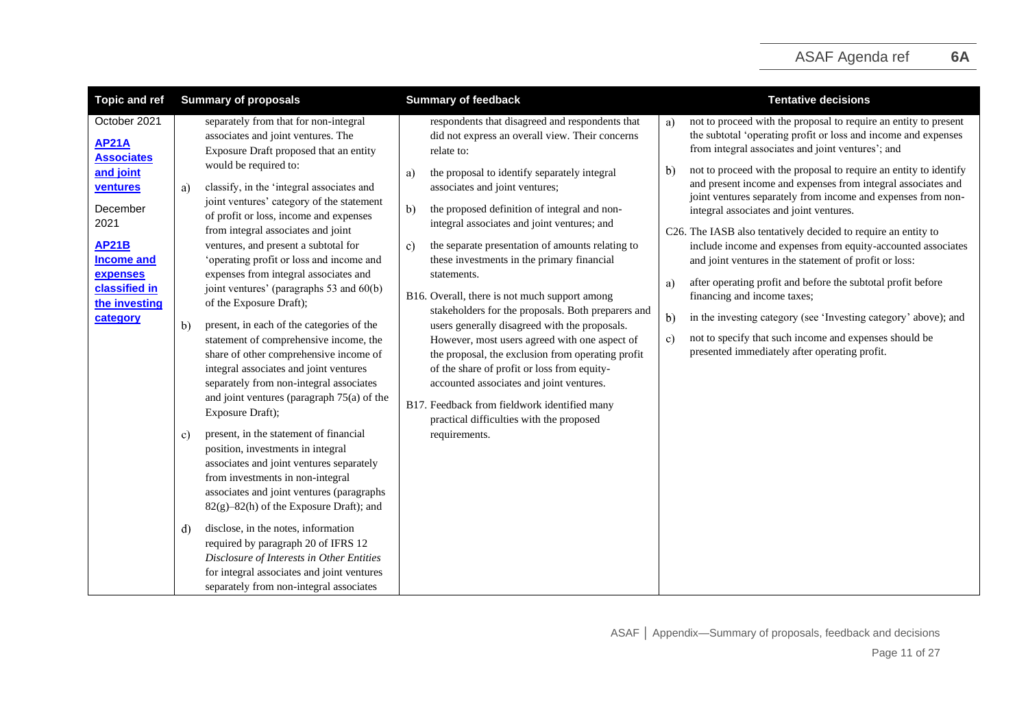| Topic and ref | Summary of proposals | Summary of feedback | Tentative decisions |
|---|---|---|---|
| October 2021<br><br>**AP21A Associates and joint ventures**<br><br>December 2021<br><br>**AP21B Income and expenses classified in the investing category** | separately from that for non-integral associates and joint ventures. The Exposure Draft proposed that an entity would be required to:<br><br>a) classify, in the 'integral associates and joint ventures' category of the statement of profit or loss, income and expenses from integral associates and joint ventures, and present a subtotal for 'operating profit or loss and income and expenses from integral associates and joint ventures' (paragraphs 53 and 60(b) of the Exposure Draft);<br><br>b) present, in each of the categories of the statement of comprehensive income, the share of other comprehensive income of integral associates and joint ventures separately from non-integral associates and joint ventures (paragraph 75(a) of the Exposure Draft);<br><br>c) present, in the statement of financial position, investments in integral associates and joint ventures separately from investments in non-integral associates and joint ventures (paragraphs 82(g)–82(h) of the Exposure Draft); and<br><br>d) disclose, in the notes, information required by paragraph 20 of IFRS 12 *Disclosure of Interests in Other Entities* for integral associates and joint ventures separately from non-integral associates | respondents that disagreed and respondents that did not express an overall view. Their concerns relate to:<br><br>a) the proposal to identify separately integral associates and joint ventures;<br><br>b) the proposed definition of integral and non-integral associates and joint ventures; and<br><br>c) the separate presentation of amounts relating to these investments in the primary financial statements.<br><br>B16. Overall, there is not much support among stakeholders for the proposals. Both preparers and users generally disagreed with the proposals. However, most users agreed with one aspect of the proposal, the exclusion from operating profit of the share of profit or loss from equity-accounted associates and joint ventures.<br><br>B17. Feedback from fieldwork identified many practical difficulties with the proposed requirements. | a) not to proceed with the proposal to require an entity to present the subtotal 'operating profit or loss and income and expenses from integral associates and joint ventures'; and<br><br>b) not to proceed with the proposal to require an entity to identify and present income and expenses from integral associates and joint ventures separately from income and expenses from non-integral associates and joint ventures.<br><br>C26. The IASB also tentatively decided to require an entity to include income and expenses from equity-accounted associates and joint ventures in the statement of profit or loss:<br><br>a) after operating profit and before the subtotal profit before financing and income taxes;<br><br>b) in the investing category (see 'Investing category' above); and<br><br>c) not to specify that such income and expenses should be presented immediately after operating profit. |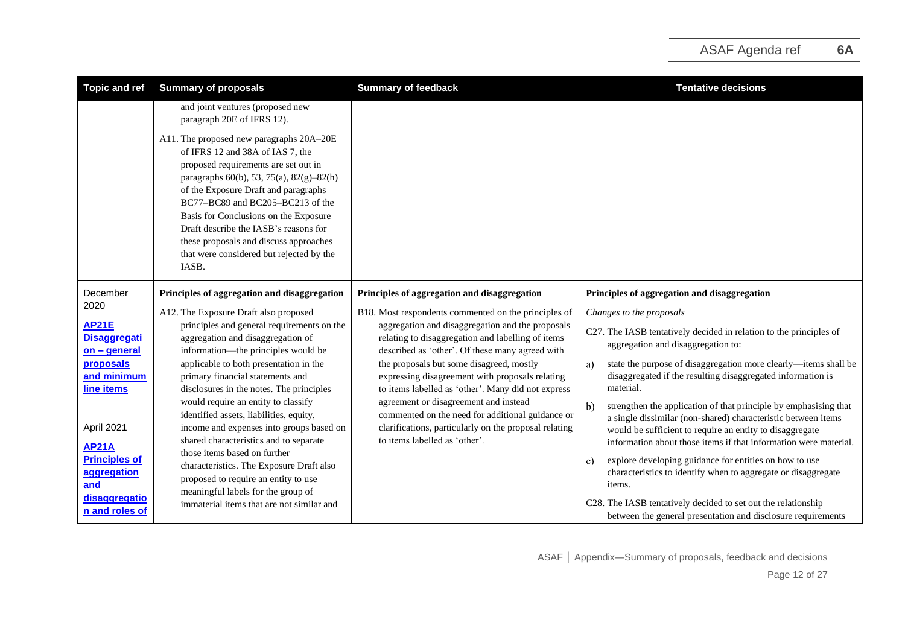| Topic and ref | Summary of proposals | Summary of feedback | Tentative decisions |
|---|---|---|---|
| | and joint ventures (proposed new paragraph 20E of IFRS 12).<br><br>A11. The proposed new paragraphs 20A–20E of IFRS 12 and 38A of IAS 7, the proposed requirements are set out in paragraphs 60(b), 53, 75(a), 82(g)–82(h) of the Exposure Draft and paragraphs BC77–BC89 and BC205–BC213 of the Basis for Conclusions on the Exposure Draft describe the IASB's reasons for these proposals and discuss approaches that were considered but rejected by the IASB. | | |
| December 2020<br><br>**AP21E Disaggregation – general proposals and minimum line items**<br><br>April 2021<br><br>**AP21A Principles of aggregation and disaggregation and roles of** | **Principles of aggregation and disaggregation**<br><br>A12. The Exposure Draft also proposed principles and general requirements on the aggregation and disaggregation of information—the principles would be applicable to both presentation in the primary financial statements and disclosures in the notes. The principles would require an entity to classify identified assets, liabilities, equity, income and expenses into groups based on shared characteristics and to separate those items based on further characteristics. The Exposure Draft also proposed to require an entity to use meaningful labels for the group of immaterial items that are not similar and | **Principles of aggregation and disaggregation**<br><br>B18. Most respondents commented on the principles of aggregation and disaggregation and the proposals relating to disaggregation and labelling of items described as 'other'. Of these many agreed with the proposals but some disagreed, mostly expressing disagreement with proposals relating to items labelled as 'other'. Many did not express agreement or disagreement and instead commented on the need for additional guidance or clarifications, particularly on the proposal relating to items labelled as 'other'. | **Principles of aggregation and disaggregation**<br><br>*Changes to the proposals*<br><br>C27. The IASB tentatively decided in relation to the principles of aggregation and disaggregation to:<br><br>a) state the purpose of disaggregation more clearly—items shall be disaggregated if the resulting disaggregated information is material.<br><br>b) strengthen the application of that principle by emphasising that a single dissimilar (non-shared) characteristic between items would be sufficient to require an entity to disaggregate information about those items if that information were material.<br><br>c) explore developing guidance for entities on how to use characteristics to identify when to aggregate or disaggregate items.<br><br>C28. The IASB tentatively decided to set out the relationship between the general presentation and disclosure requirements |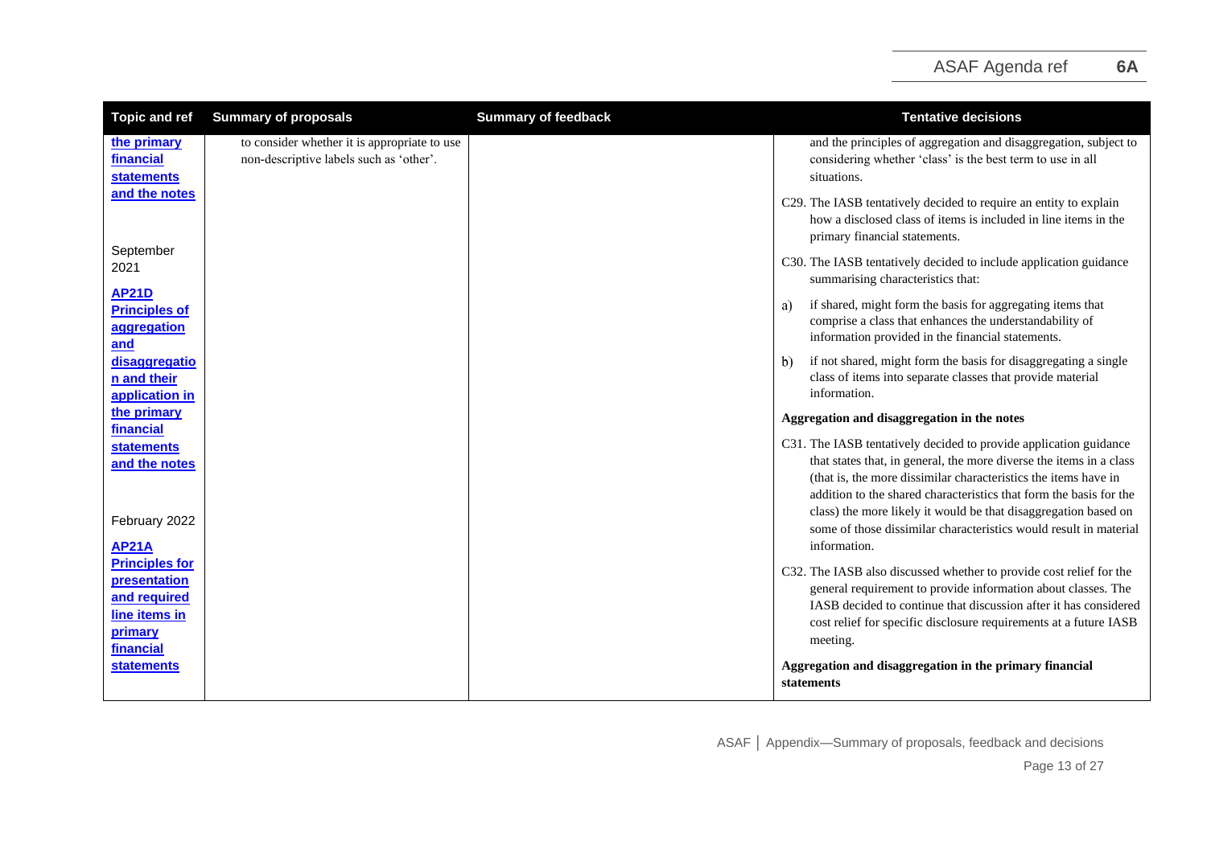| Topic and ref | Summary of proposals | Summary of feedback | Tentative decisions |
|---|---|---|---|
| the primary financial statements and the notes<br><br>September 2021<br><br>**AP21D Principles of aggregation and disaggregation and their application in the primary financial statements and the notes**<br><br>February 2022<br><br>**AP21A Principles for presentation and required line items in primary financial statements** | to consider whether it is appropriate to use non-descriptive labels such as 'other'. | | and the principles of aggregation and disaggregation, subject to considering whether 'class' is the best term to use in all situations.<br><br>C29. The IASB tentatively decided to require an entity to explain how a disclosed class of items is included in line items in the primary financial statements.<br><br>C30. The IASB tentatively decided to include application guidance summarising characteristics that:<br><br>a) if shared, might form the basis for aggregating items that comprise a class that enhances the understandability of information provided in the financial statements.<br><br>b) if not shared, might form the basis for disaggregating a single class of items into separate classes that provide material information.<br><br>**Aggregation and disaggregation in the notes**<br><br>C31. The IASB tentatively decided to provide application guidance that states that, in general, the more diverse the items in a class (that is, the more dissimilar characteristics the items have in addition to the shared characteristics that form the basis for the class) the more likely it would be that disaggregation based on some of those dissimilar characteristics would result in material information.<br><br>C32. The IASB also discussed whether to provide cost relief for the general requirement to provide information about classes. The IASB decided to continue that discussion after it has considered cost relief for specific disclosure requirements at a future IASB meeting.<br><br>**Aggregation and disaggregation in the primary financial statements** |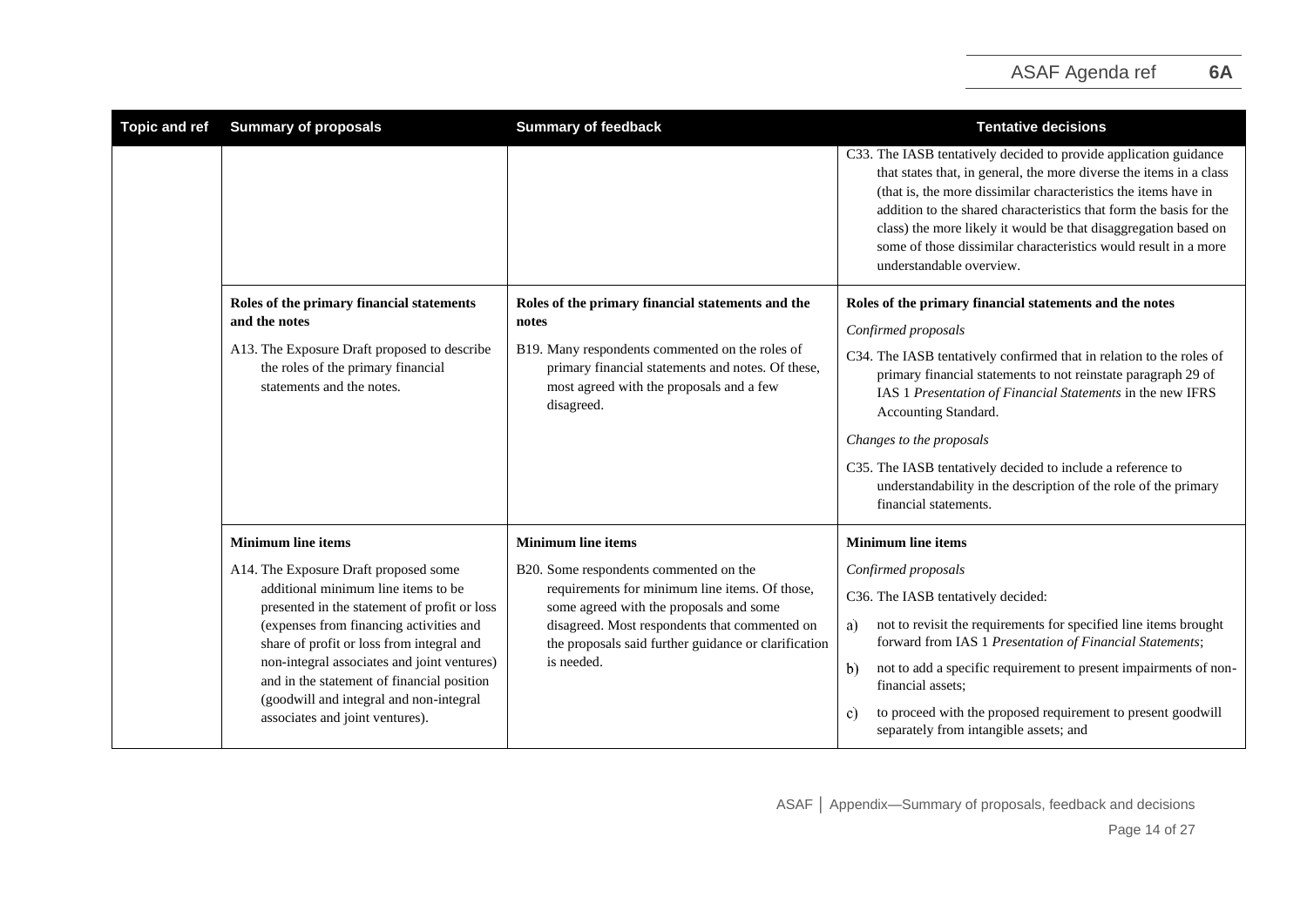| Topic and ref | Summary of proposals | Summary of feedback | Tentative decisions |
|---|---|---|---|
| | | | C33. The IASB tentatively decided to provide application guidance that states that, in general, the more diverse the items in a class (that is, the more dissimilar characteristics the items have in addition to the shared characteristics that form the basis for the class) the more likely it would be that disaggregation based on some of those dissimilar characteristics would result in a more understandable overview. |
| | **Roles of the primary financial statements and the notes**<br><br>A13. The Exposure Draft proposed to describe the roles of the primary financial statements and the notes. | **Roles of the primary financial statements and the notes**<br><br>B19. Many respondents commented on the roles of primary financial statements and notes. Of these, most agreed with the proposals and a few disagreed. | **Roles of the primary financial statements and the notes**<br><br>*Confirmed proposals*<br><br>C34. The IASB tentatively confirmed that in relation to the roles of primary financial statements to not reinstate paragraph 29 of IAS 1 *Presentation of Financial Statements* in the new IFRS Accounting Standard.<br><br>*Changes to the proposals*<br><br>C35. The IASB tentatively decided to include a reference to understandability in the description of the role of the primary financial statements. |
| | **Minimum line items**<br><br>A14. The Exposure Draft proposed some additional minimum line items to be presented in the statement of profit or loss (expenses from financing activities and share of profit or loss from integral and non-integral associates and joint ventures) and in the statement of financial position (goodwill and integral and non-integral associates and joint ventures). | **Minimum line items**<br><br>B20. Some respondents commented on the requirements for minimum line items. Of those, some agreed with the proposals and some disagreed. Most respondents that commented on the proposals said further guidance or clarification is needed. | **Minimum line items**<br><br>*Confirmed proposals*<br><br>C36. The IASB tentatively decided:<br><br>a) not to revisit the requirements for specified line items brought forward from IAS 1 *Presentation of Financial Statements*;<br><br>b) not to add a specific requirement to present impairments of non-financial assets;<br><br>c) to proceed with the proposed requirement to present goodwill separately from intangible assets; and |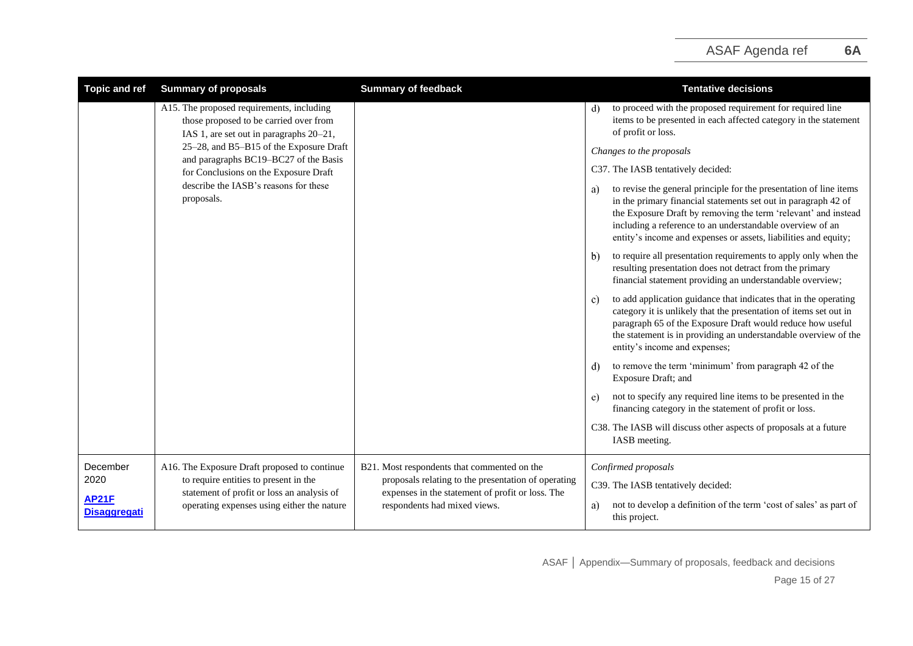| Topic and ref | Summary of proposals | Summary of feedback | Tentative decisions |
|---|---|---|---|
| | A15. The proposed requirements, including those proposed to be carried over from IAS 1, are set out in paragraphs 20–21, 25–28, and B5–B15 of the Exposure Draft and paragraphs BC19–BC27 of the Basis for Conclusions on the Exposure Draft describe the IASB's reasons for these proposals. | | d) to proceed with the proposed requirement for required line items to be presented in each affected category in the statement of profit or loss.<br><br>*Changes to the proposals*<br><br>C37. The IASB tentatively decided:<br><br>a) to revise the general principle for the presentation of line items in the primary financial statements set out in paragraph 42 of the Exposure Draft by removing the term 'relevant' and instead including a reference to an understandable overview of an entity's income and expenses or assets, liabilities and equity;<br><br>b) to require all presentation requirements to apply only when the resulting presentation does not detract from the primary financial statement providing an understandable overview;<br><br>c) to add application guidance that indicates that in the operating category it is unlikely that the presentation of items set out in paragraph 65 of the Exposure Draft would reduce how useful the statement is in providing an understandable overview of the entity's income and expenses;<br><br>d) to remove the term 'minimum' from paragraph 42 of the Exposure Draft; and<br><br>e) not to specify any required line items to be presented in the financing category in the statement of profit or loss.<br><br>C38. The IASB will discuss other aspects of proposals at a future IASB meeting. |
| December 2020<br><br>**AP21F Disaggregati** | A16. The Exposure Draft proposed to continue to require entities to present in the statement of profit or loss an analysis of operating expenses using either the nature | B21. Most respondents that commented on the proposals relating to the presentation of operating expenses in the statement of profit or loss. The respondents had mixed views. | *Confirmed proposals*<br><br>C39. The IASB tentatively decided:<br><br>a) not to develop a definition of the term 'cost of sales' as part of this project. |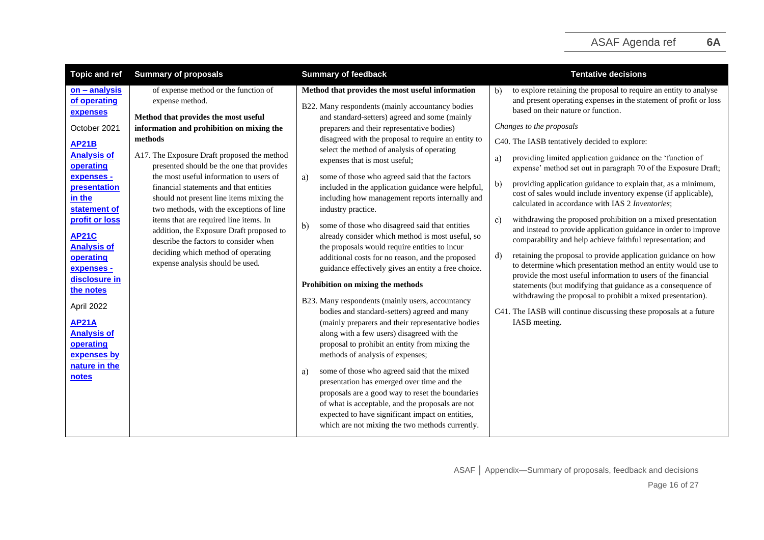| Topic and ref | Summary of proposals | Summary of feedback | Tentative decisions |
|---|---|---|---|
| **on – analysis of operating expenses**<br><br>October 2021<br><br>**AP21B Analysis of operating expenses - presentation in the statement of profit or loss**<br><br>**AP21C Analysis of operating expenses - disclosure in the notes**<br><br>April 2022<br><br>**AP21A Analysis of operating expenses by nature in the notes** | of expense method or the function of expense method.<br><br>**Method that provides the most useful information and prohibition on mixing the methods**<br><br>A17. The Exposure Draft proposed the method presented should be the one that provides the most useful information to users of financial statements and that entities should not present line items mixing the two methods, with the exceptions of line items that are required line items. In addition, the Exposure Draft proposed to describe the factors to consider when deciding which method of operating expense analysis should be used. | **Method that provides the most useful information**<br><br>B22. Many respondents (mainly accountancy bodies and standard-setters) agreed and some (mainly preparers and their representative bodies) disagreed with the proposal to require an entity to select the method of analysis of operating expenses that is most useful;<br><br>a) some of those who agreed said that the factors included in the application guidance were helpful, including how management reports internally and industry practice.<br><br>b) some of those who disagreed said that entities already consider which method is most useful, so the proposals would require entities to incur additional costs for no reason, and the proposed guidance effectively gives an entity a free choice.<br><br>**Prohibition on mixing the methods**<br><br>B23. Many respondents (mainly users, accountancy bodies and standard-setters) agreed and many (mainly preparers and their representative bodies along with a few users) disagreed with the proposal to prohibit an entity from mixing the methods of analysis of expenses;<br><br>a) some of those who agreed said that the mixed presentation has emerged over time and the proposals are a good way to reset the boundaries of what is acceptable, and the proposals are not expected to have significant impact on entities, which are not mixing the two methods currently. | b) to explore retaining the proposal to require an entity to analyse and present operating expenses in the statement of profit or loss based on their nature or function.<br><br>*Changes to the proposals*<br><br>C40. The IASB tentatively decided to explore:<br><br>a) providing limited application guidance on the 'function of expense' method set out in paragraph 70 of the Exposure Draft;<br><br>b) providing application guidance to explain that, as a minimum, cost of sales would include inventory expense (if applicable), calculated in accordance with IAS 2 *Inventories*;<br><br>c) withdrawing the proposed prohibition on a mixed presentation and instead to provide application guidance in order to improve comparability and help achieve faithful representation; and<br><br>d) retaining the proposal to provide application guidance on how to determine which presentation method an entity would use to provide the most useful information to users of the financial statements (but modifying that guidance as a consequence of withdrawing the proposal to prohibit a mixed presentation).<br><br>C41. The IASB will continue discussing these proposals at a future IASB meeting. |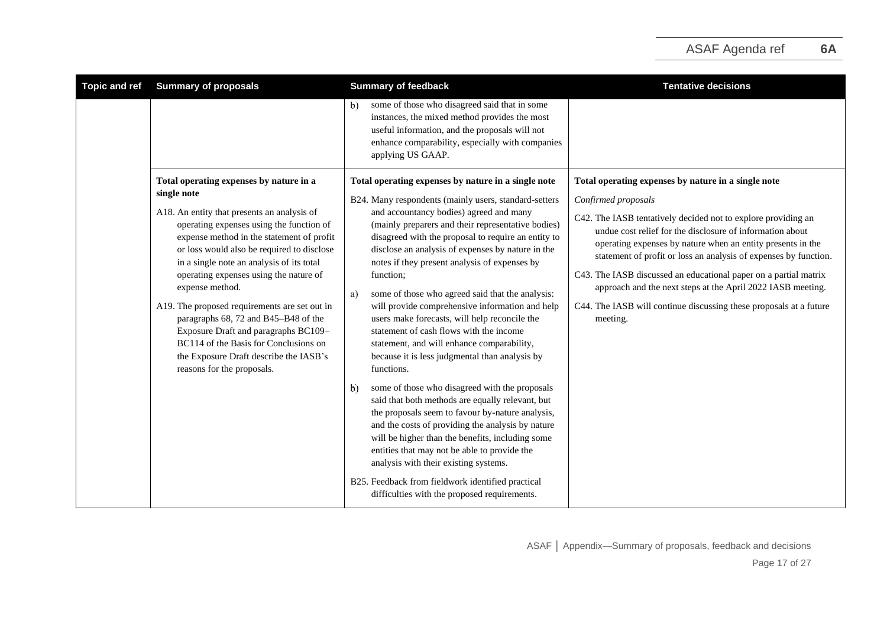| Topic and ref | Summary of proposals | Summary of feedback | Tentative decisions |
| --- | --- | --- | --- |
| | | b) some of those who disagreed said that in some instances, the mixed method provides the most useful information, and the proposals will not enhance comparability, especially with companies applying US GAAP. | |
| | **Total operating expenses by nature in a single note**<br><br>A18. An entity that presents an analysis of operating expenses using the function of expense method in the statement of profit or loss would also be required to disclose in a single note an analysis of its total operating expenses using the nature of expense method.<br><br>A19. The proposed requirements are set out in paragraphs 68, 72 and B45–B48 of the Exposure Draft and paragraphs BC109–BC114 of the Basis for Conclusions on the Exposure Draft describe the IASB's reasons for the proposals. | **Total operating expenses by nature in a single note**<br><br>B24. Many respondents (mainly users, standard-setters and accountancy bodies) agreed and many (mainly preparers and their representative bodies) disagreed with the proposal to require an entity to disclose an analysis of expenses by nature in the notes if they present analysis of expenses by function;<br><br>a) some of those who agreed said that the analysis: will provide comprehensive information and help users make forecasts, will help reconcile the statement of cash flows with the income statement, and will enhance comparability, because it is less judgmental than analysis by functions.<br><br>b) some of those who disagreed with the proposals said that both methods are equally relevant, but the proposals seem to favour by-nature analysis, and the costs of providing the analysis by nature will be higher than the benefits, including some entities that may not be able to provide the analysis with their existing systems.<br><br>B25. Feedback from fieldwork identified practical difficulties with the proposed requirements. | **Total operating expenses by nature in a single note**<br><br>*Confirmed proposals*<br><br>C42. The IASB tentatively decided not to explore providing an undue cost relief for the disclosure of information about operating expenses by nature when an entity presents in the statement of profit or loss an analysis of expenses by function.<br><br>C43. The IASB discussed an educational paper on a partial matrix approach and the next steps at the April 2022 IASB meeting.<br><br>C44. The IASB will continue discussing these proposals at a future meeting. |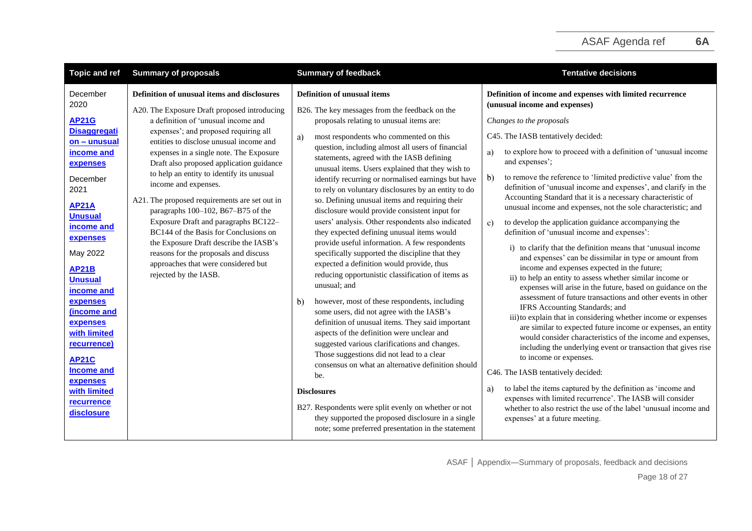| Topic and ref | Summary of proposals | Summary of feedback | Tentative decisions |
|---|---|---|---|
| December 2020<br><br>**AP21G Disaggregation – unusual income and expenses**<br><br>December 2021<br><br>**AP21A Unusual income and expenses**<br><br>May 2022<br><br>**AP21B Unusual income and expenses (income and expenses with limited recurrence)**<br><br>**AP21C Income and expenses with limited recurrence disclosure** | **Definition of unusual items and disclosures**<br><br>A20. The Exposure Draft proposed introducing a definition of 'unusual income and expenses'; and proposed requiring all entities to disclose unusual income and expenses in a single note. The Exposure Draft also proposed application guidance to help an entity to identify its unusual income and expenses.<br><br>A21. The proposed requirements are set out in paragraphs 100–102, B67–B75 of the Exposure Draft and paragraphs BC122–BC144 of the Basis for Conclusions on the Exposure Draft describe the IASB's reasons for the proposals and discuss approaches that were considered but rejected by the IASB. | **Definition of unusual items**<br><br>B26. The key messages from the feedback on the proposals relating to unusual items are:<br><br>a) most respondents who commented on this question, including almost all users of financial statements, agreed with the IASB defining unusual items. Users explained that they wish to identify recurring or normalised earnings but have to rely on voluntary disclosures by an entity to do so. Defining unusual items and requiring their disclosure would provide consistent input for users' analysis. Other respondents also indicated they expected defining unusual items would provide useful information. A few respondents specifically supported the discipline that they expected a definition would provide, thus reducing opportunistic classification of items as unusual; and<br><br>b) however, most of these respondents, including some users, did not agree with the IASB's definition of unusual items. They said important aspects of the definition were unclear and suggested various clarifications and changes. Those suggestions did not lead to a clear consensus on what an alternative definition should be.<br><br>**Disclosures**<br><br>B27. Respondents were split evenly on whether or not they supported the proposed disclosure in a single note; some preferred presentation in the statement | **Definition of income and expenses with limited recurrence (unusual income and expenses)**<br><br>*Changes to the proposals*<br><br>C45. The IASB tentatively decided:<br><br>a) to explore how to proceed with a definition of 'unusual income and expenses';<br><br>b) to remove the reference to 'limited predictive value' from the definition of 'unusual income and expenses', and clarify in the Accounting Standard that it is a necessary characteristic of unusual income and expenses, not the sole characteristic; and<br><br>c) to develop the application guidance accompanying the definition of 'unusual income and expenses':<br><br>i) to clarify that the definition means that 'unusual income and expenses' can be dissimilar in type or amount from income and expenses expected in the future;<br>ii) to help an entity to assess whether similar income or expenses will arise in the future, based on guidance on the assessment of future transactions and other events in other IFRS Accounting Standards; and<br>iii) to explain that in considering whether income or expenses are similar to expected future income or expenses, an entity would consider characteristics of the income and expenses, including the underlying event or transaction that gives rise to income or expenses.<br><br>C46. The IASB tentatively decided:<br><br>a) to label the items captured by the definition as 'income and expenses with limited recurrence'. The IASB will consider whether to also restrict the use of the label 'unusual income and expenses' at a future meeting. |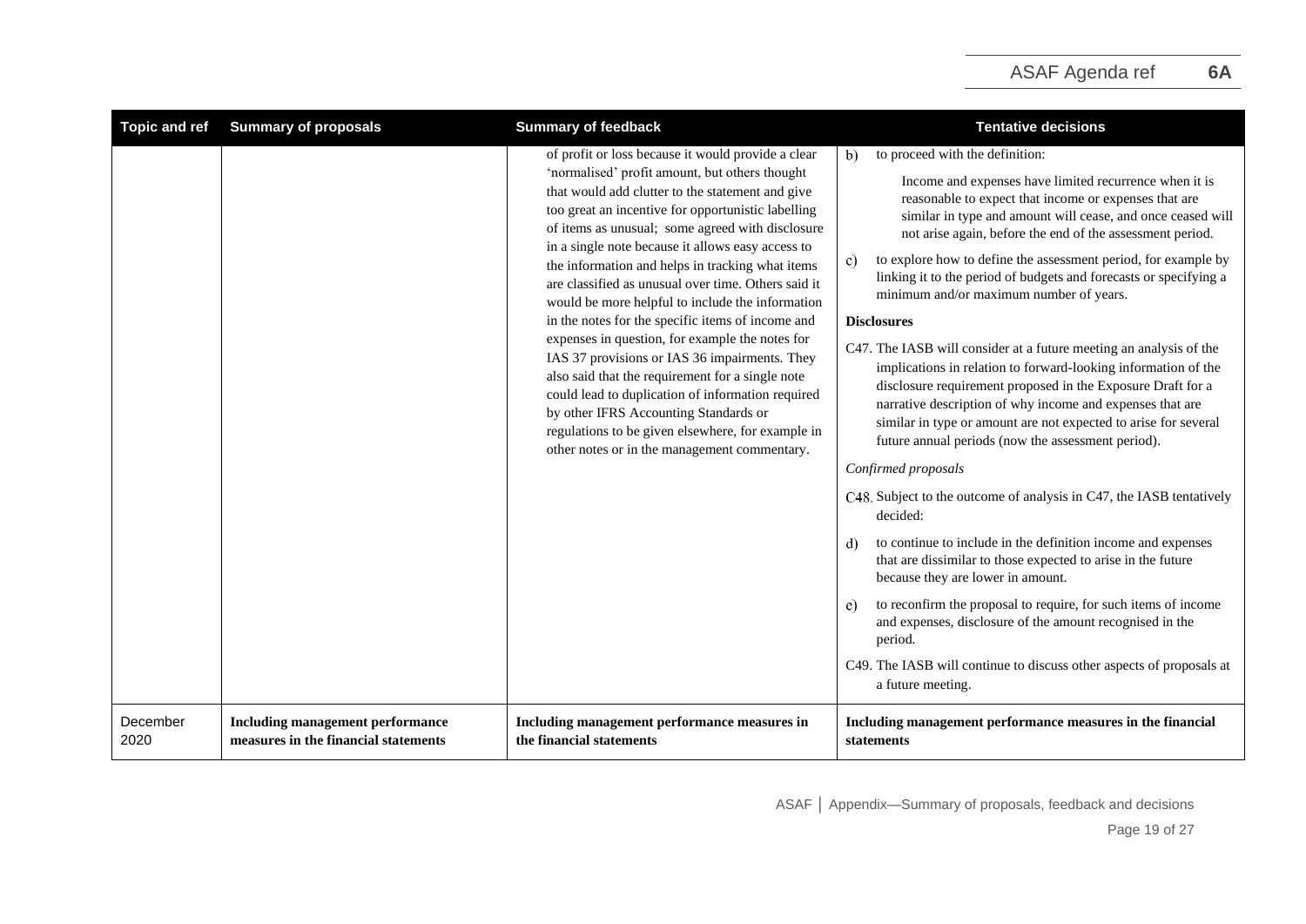| Topic and ref | Summary of proposals | Summary of feedback | Tentative decisions |
|---|---|---|---|
| | | of profit or loss because it would provide a clear 'normalised' profit amount, but others thought that would add clutter to the statement and give too great an incentive for opportunistic labelling of items as unusual; some agreed with disclosure in a single note because it allows easy access to the information and helps in tracking what items are classified as unusual over time. Others said it would be more helpful to include the information in the notes for the specific items of income and expenses in question, for example the notes for IAS 37 provisions or IAS 36 impairments. They also said that the requirement for a single note could lead to duplication of information required by other IFRS Accounting Standards or regulations to be given elsewhere, for example in other notes or in the management commentary. | b) to proceed with the definition:<br><br>Income and expenses have limited recurrence when it is reasonable to expect that income or expenses that are similar in type and amount will cease, and once ceased will not arise again, before the end of the assessment period.<br><br>c) to explore how to define the assessment period, for example by linking it to the period of budgets and forecasts or specifying a minimum and/or maximum number of years.<br><br>**Disclosures**<br><br>C47. The IASB will consider at a future meeting an analysis of the implications in relation to forward-looking information of the disclosure requirement proposed in the Exposure Draft for a narrative description of why income and expenses that are similar in type or amount are not expected to arise for several future annual periods (now the assessment period).<br><br>*Confirmed proposals*<br><br>C48. Subject to the outcome of analysis in C47, the IASB tentatively decided:<br><br>d) to continue to include in the definition income and expenses that are dissimilar to those expected to arise in the future because they are lower in amount.<br><br>e) to reconfirm the proposal to require, for such items of income and expenses, disclosure of the amount recognised in the period.<br><br>C49. The IASB will continue to discuss other aspects of proposals at a future meeting. |
| December 2020 | **Including management performance measures in the financial statements** | **Including management performance measures in the financial statements** | **Including management performance measures in the financial statements** |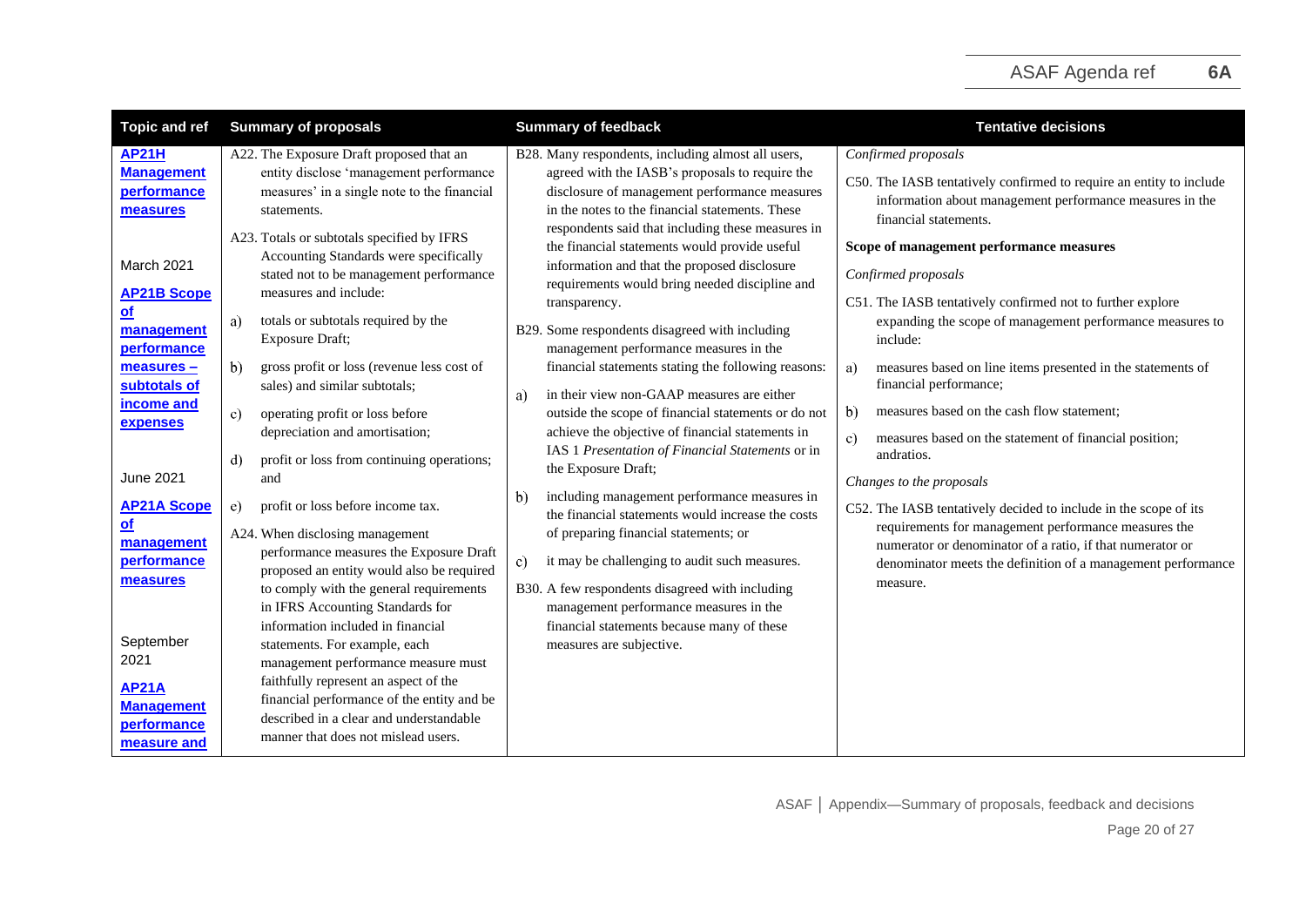| Topic and ref | Summary of proposals | Summary of feedback | Tentative decisions |
|---|---|---|---|
| **AP21H Management performance measures**<br><br>March 2021<br><br>**AP21B Scope of management performance measures – subtotals of income and expenses**<br><br>June 2021<br><br>**AP21A Scope of management performance measures**<br><br>September 2021<br><br>**AP21A Management performance measure and** | A22. The Exposure Draft proposed that an entity disclose 'management performance measures' in a single note to the financial statements.<br><br>A23. Totals or subtotals specified by IFRS Accounting Standards were specifically stated not to be management performance measures and include:<br><br>a) totals or subtotals required by the Exposure Draft;<br><br>b) gross profit or loss (revenue less cost of sales) and similar subtotals;<br><br>c) operating profit or loss before depreciation and amortisation;<br><br>d) profit or loss from continuing operations; and<br><br>e) profit or loss before income tax.<br><br>A24. When disclosing management performance measures the Exposure Draft proposed an entity would also be required to comply with the general requirements in IFRS Accounting Standards for information included in financial statements. For example, each management performance measure must faithfully represent an aspect of the financial performance of the entity and be described in a clear and understandable manner that does not mislead users. | B28. Many respondents, including almost all users, agreed with the IASB's proposals to require the disclosure of management performance measures in the notes to the financial statements. These respondents said that including these measures in the financial statements would provide useful information and that the proposed disclosure requirements would bring needed discipline and transparency.<br><br>B29. Some respondents disagreed with including management performance measures in the financial statements stating the following reasons:<br><br>a) in their view non-GAAP measures are either outside the scope of financial statements or do not achieve the objective of financial statements in IAS 1 *Presentation of Financial Statements* or in the Exposure Draft;<br><br>b) including management performance measures in the financial statements would increase the costs of preparing financial statements; or<br><br>c) it may be challenging to audit such measures.<br><br>B30. A few respondents disagreed with including management performance measures in the financial statements because many of these measures are subjective. | *Confirmed proposals*<br><br>C50. The IASB tentatively confirmed to require an entity to include information about management performance measures in the financial statements.<br><br>**Scope of management performance measures**<br><br>*Confirmed proposals*<br><br>C51. The IASB tentatively confirmed not to further explore expanding the scope of management performance measures to include:<br><br>a) measures based on line items presented in the statements of financial performance;<br><br>b) measures based on the cash flow statement;<br><br>c) measures based on the statement of financial position; andratios.<br><br>*Changes to the proposals*<br><br>C52. The IASB tentatively decided to include in the scope of its requirements for management performance measures the numerator or denominator of a ratio, if that numerator or denominator meets the definition of a management performance measure. |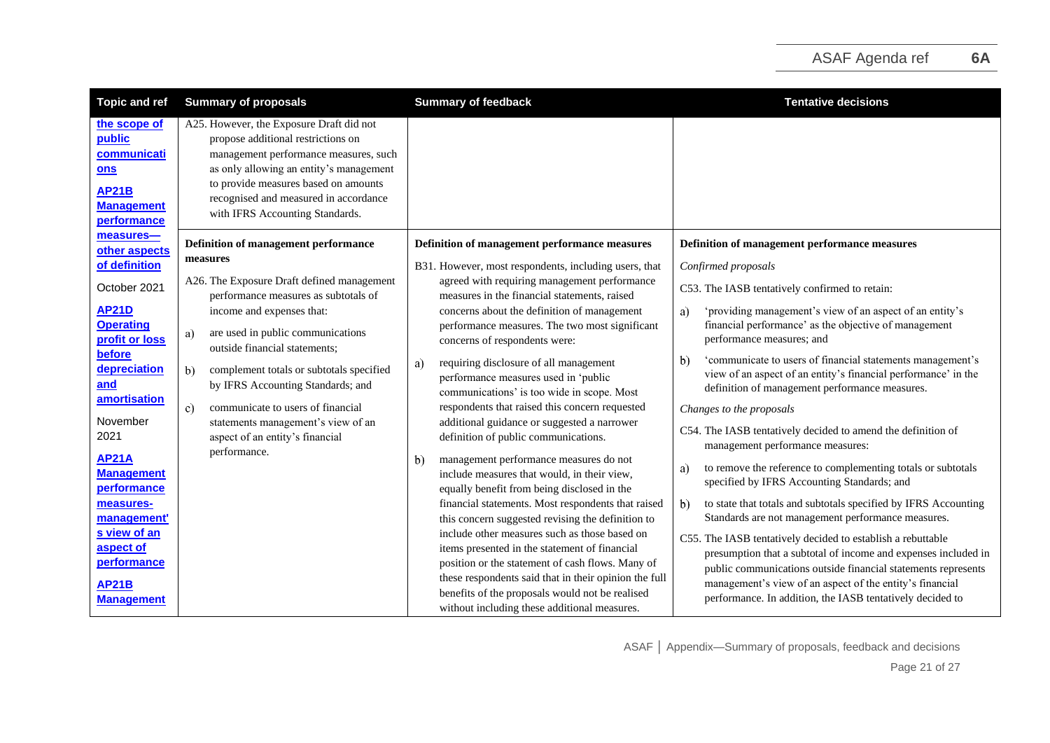| Topic and ref | Summary of proposals | Summary of feedback | Tentative decisions |
|---|---|---|---|
| the scope of public communications<br><br>AP21B Management performance measures—other aspects of definition<br><br>October 2021<br><br>AP21D Operating profit or loss before depreciation and amortisation<br><br>November 2021<br><br>AP21A Management performance measures-management's view of an aspect of performance<br><br>AP21B Management | A25. However, the Exposure Draft did not propose additional restrictions on management performance measures, such as only allowing an entity's management to provide measures based on amounts recognised and measured in accordance with IFRS Accounting Standards. | | |
| | **Definition of management performance measures**<br><br>A26. The Exposure Draft defined management performance measures as subtotals of income and expenses that:<br><br>a) are used in public communications outside financial statements;<br><br>b) complement totals or subtotals specified by IFRS Accounting Standards; and<br><br>c) communicate to users of financial statements management's view of an aspect of an entity's financial performance. | **Definition of management performance measures**<br><br>B31. However, most respondents, including users, that agreed with requiring management performance measures in the financial statements, raised concerns about the definition of management performance measures. The two most significant concerns of respondents were:<br><br>a) requiring disclosure of all management performance measures used in 'public communications' is too wide in scope. Most respondents that raised this concern requested additional guidance or suggested a narrower definition of public communications.<br><br>b) management performance measures do not include measures that would, in their view, equally benefit from being disclosed in the financial statements. Most respondents that raised this concern suggested revising the definition to include other measures such as those based on items presented in the statement of financial position or the statement of cash flows. Many of these respondents said that in their opinion the full benefits of the proposals would not be realised without including these additional measures. | **Definition of management performance measures**<br><br>*Confirmed proposals*<br><br>C53. The IASB tentatively confirmed to retain:<br><br>a) 'providing management's view of an aspect of an entity's financial performance' as the objective of management performance measures; and<br><br>b) 'communicate to users of financial statements management's view of an aspect of an entity's financial performance' in the definition of management performance measures.<br><br>*Changes to the proposals*<br><br>C54. The IASB tentatively decided to amend the definition of management performance measures:<br><br>a) to remove the reference to complementing totals or subtotals specified by IFRS Accounting Standards; and<br><br>b) to state that totals and subtotals specified by IFRS Accounting Standards are not management performance measures.<br><br>C55. The IASB tentatively decided to establish a rebuttable presumption that a subtotal of income and expenses included in public communications outside financial statements represents management's view of an aspect of the entity's financial performance. In addition, the IASB tentatively decided to |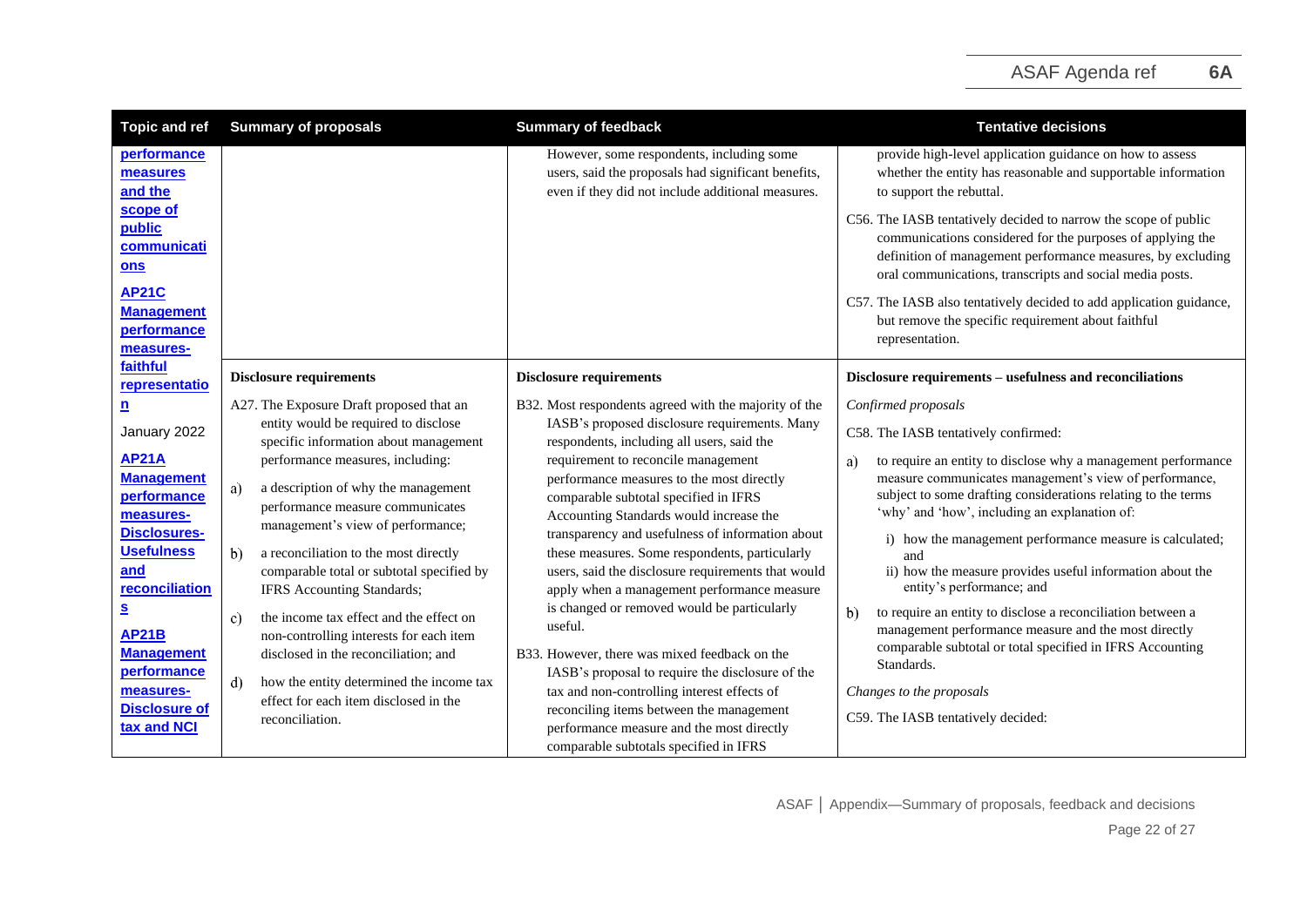| Topic and ref | Summary of proposals | Summary of feedback | Tentative decisions |
|---|---|---|---|
| performance measures and the scope of public communications<br><br>AP21C Management performance measures-faithful representation | | However, some respondents, including some users, said the proposals had significant benefits, even if they did not include additional measures. | provide high-level application guidance on how to assess whether the entity has reasonable and supportable information to support the rebuttal.<br><br>C56. The IASB tentatively decided to narrow the scope of public communications considered for the purposes of applying the definition of management performance measures, by excluding oral communications, transcripts and social media posts.<br><br>C57. The IASB also tentatively decided to add application guidance, but remove the specific requirement about faithful representation. |
| January 2022<br><br>AP21A Management performance measures-Disclosures-Usefulness and reconciliations<br><br>AP21B Management performance measures-Disclosure of tax and NCI | **Disclosure requirements**<br><br>A27. The Exposure Draft proposed that an entity would be required to disclose specific information about management performance measures, including:<br><br>a) a description of why the management performance measure communicates management's view of performance;<br><br>b) a reconciliation to the most directly comparable total or subtotal specified by IFRS Accounting Standards;<br><br>c) the income tax effect and the effect on non-controlling interests for each item disclosed in the reconciliation; and<br><br>d) how the entity determined the income tax effect for each item disclosed in the reconciliation. | **Disclosure requirements**<br><br>B32. Most respondents agreed with the majority of the IASB's proposed disclosure requirements. Many respondents, including all users, said the requirement to reconcile management performance measures to the most directly comparable subtotal specified in IFRS Accounting Standards would increase the transparency and usefulness of information about these measures. Some respondents, particularly users, said the disclosure requirements that would apply when a management performance measure is changed or removed would be particularly useful.<br><br>B33. However, there was mixed feedback on the IASB's proposal to require the disclosure of the tax and non-controlling interest effects of reconciling items between the management performance measure and the most directly comparable subtotals specified in IFRS | **Disclosure requirements – usefulness and reconciliations**<br><br>*Confirmed proposals*<br><br>C58. The IASB tentatively confirmed:<br><br>a) to require an entity to disclose why a management performance measure communicates management's view of performance, subject to some drafting considerations relating to the terms 'why' and 'how', including an explanation of:<br>i) how the management performance measure is calculated; and<br>ii) how the measure provides useful information about the entity's performance; and<br><br>b) to require an entity to disclose a reconciliation between a management performance measure and the most directly comparable subtotal or total specified in IFRS Accounting Standards.<br><br>*Changes to the proposals*<br><br>C59. The IASB tentatively decided: |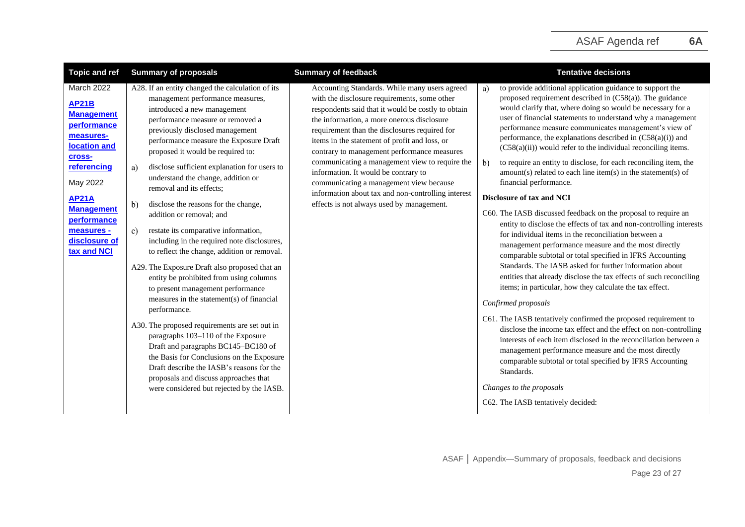| Topic and ref | Summary of proposals | Summary of feedback | Tentative decisions |
| --- | --- | --- | --- |
| March 2022<br><br>**AP21B Management performance measures- location and cross-referencing**<br><br>May 2022<br><br>**AP21A Management performance measures - disclosure of tax and NCI** | A28. If an entity changed the calculation of its management performance measures, introduced a new management performance measure or removed a previously disclosed management performance measure the Exposure Draft proposed it would be required to:<br><br>a) disclose sufficient explanation for users to understand the change, addition or removal and its effects;<br><br>b) disclose the reasons for the change, addition or removal; and<br><br>c) restate its comparative information, including in the required note disclosures, to reflect the change, addition or removal.<br><br>A29. The Exposure Draft also proposed that an entity be prohibited from using columns to present management performance measures in the statement(s) of financial performance.<br><br>A30. The proposed requirements are set out in paragraphs 103–110 of the Exposure Draft and paragraphs BC145–BC180 of the Basis for Conclusions on the Exposure Draft describe the IASB's reasons for the proposals and discuss approaches that were considered but rejected by the IASB. | Accounting Standards. While many users agreed with the disclosure requirements, some other respondents said that it would be costly to obtain the information, a more onerous disclosure requirement than the disclosures required for items in the statement of profit and loss, or contrary to management performance measures communicating a management view to require the information. It would be contrary to communicating a management view because information about tax and non-controlling interest effects is not always used by management. | a) to provide additional application guidance to support the proposed requirement described in (C58(a)). The guidance would clarify that, where doing so would be necessary for a user of financial statements to understand why a management performance measure communicates management's view of performance, the explanations described in (C58(a)(i)) and (C58(a)(ii)) would refer to the individual reconciling items.<br><br>b) to require an entity to disclose, for each reconciling item, the amount(s) related to each line item(s) in the statement(s) of financial performance.<br><br>**Disclosure of tax and NCI**<br><br>C60. The IASB discussed feedback on the proposal to require an entity to disclose the effects of tax and non-controlling interests for individual items in the reconciliation between a management performance measure and the most directly comparable subtotal or total specified in IFRS Accounting Standards. The IASB asked for further information about entities that already disclose the tax effects of such reconciling items; in particular, how they calculate the tax effect.<br><br>*Confirmed proposals*<br><br>C61. The IASB tentatively confirmed the proposed requirement to disclose the income tax effect and the effect on non-controlling interests of each item disclosed in the reconciliation between a management performance measure and the most directly comparable subtotal or total specified by IFRS Accounting Standards.<br><br>*Changes to the proposals*<br><br>C62. The IASB tentatively decided: |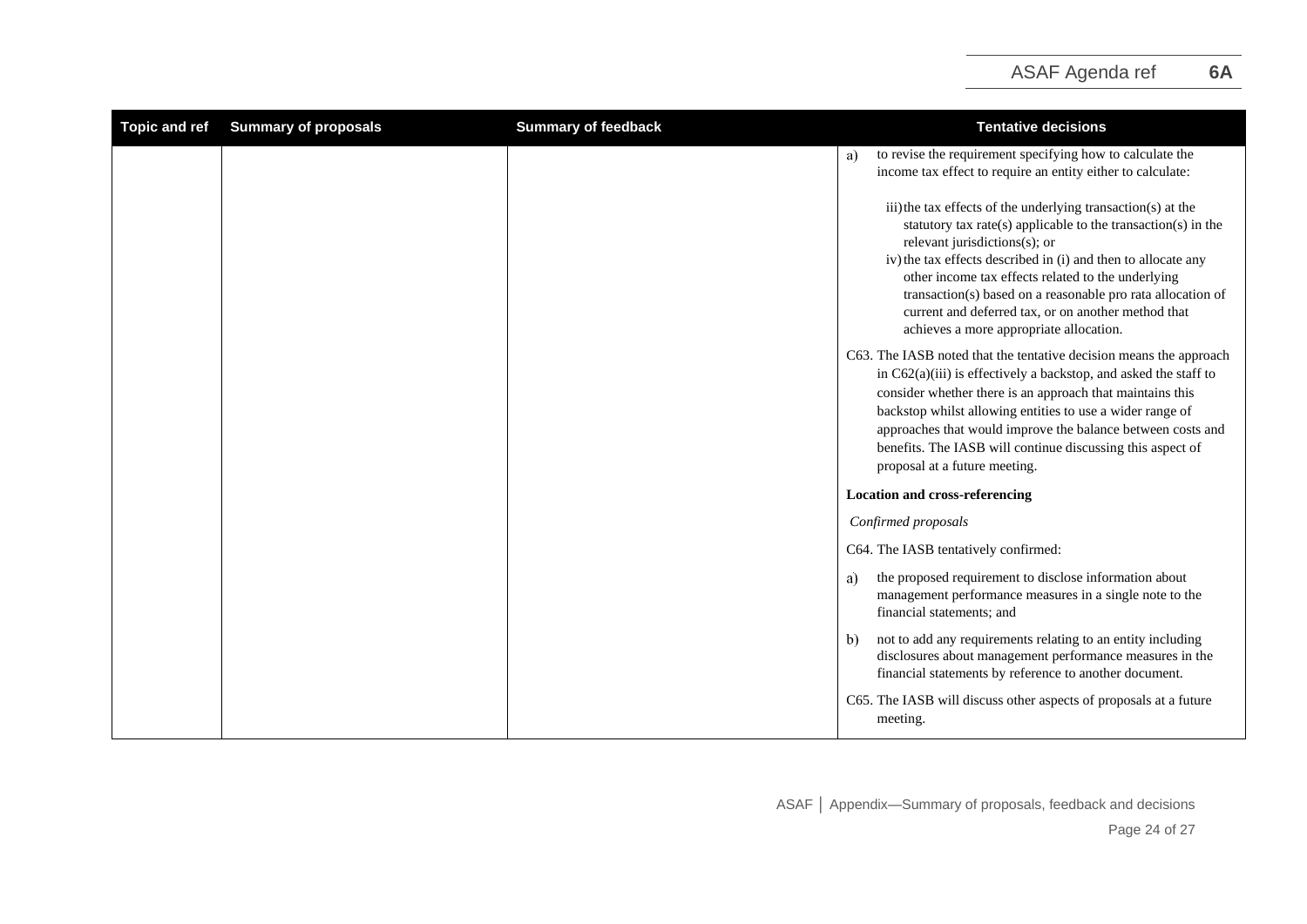| Topic and ref | Summary of proposals | Summary of feedback | Tentative decisions |
| --- | --- | --- | --- |
| | | | a) to revise the requirement specifying how to calculate the income tax effect to require an entity either to calculate:<br><br>iii) the tax effects of the underlying transaction(s) at the statutory tax rate(s) applicable to the transaction(s) in the relevant jurisdictions(s); or<br>iv) the tax effects described in (i) and then to allocate any other income tax effects related to the underlying transaction(s) based on a reasonable pro rata allocation of current and deferred tax, or on another method that achieves a more appropriate allocation.<br><br>C63. The IASB noted that the tentative decision means the approach in C62(a)(iii) is effectively a backstop, and asked the staff to consider whether there is an approach that maintains this backstop whilst allowing entities to use a wider range of approaches that would improve the balance between costs and benefits. The IASB will continue discussing this aspect of proposal at a future meeting.<br><br>**Location and cross-referencing**<br><br>*Confirmed proposals*<br><br>C64. The IASB tentatively confirmed:<br><br>a) the proposed requirement to disclose information about management performance measures in a single note to the financial statements; and<br><br>b) not to add any requirements relating to an entity including disclosures about management performance measures in the financial statements by reference to another document.<br><br>C65. The IASB will discuss other aspects of proposals at a future meeting. |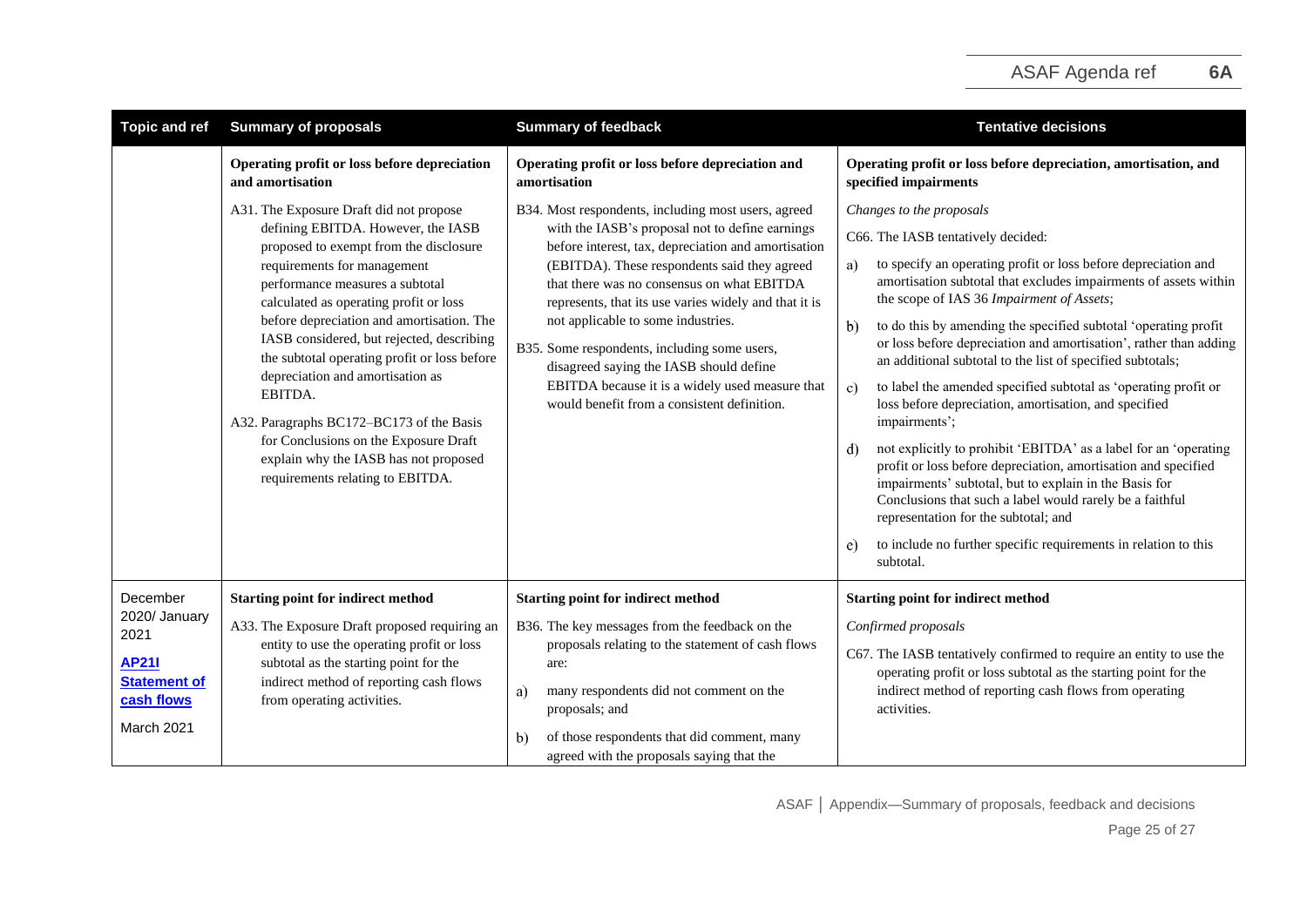| Topic and ref | Summary of proposals | Summary of feedback | Tentative decisions |
|---|---|---|---|
| | **Operating profit or loss before depreciation and amortisation**<br><br>A31. The Exposure Draft did not propose defining EBITDA. However, the IASB proposed to exempt from the disclosure requirements for management performance measures a subtotal calculated as operating profit or loss before depreciation and amortisation. The IASB considered, but rejected, describing the subtotal operating profit or loss before depreciation and amortisation as EBITDA.<br><br>A32. Paragraphs BC172–BC173 of the Basis for Conclusions on the Exposure Draft explain why the IASB has not proposed requirements relating to EBITDA. | **Operating profit or loss before depreciation and amortisation**<br><br>B34. Most respondents, including most users, agreed with the IASB's proposal not to define earnings before interest, tax, depreciation and amortisation (EBITDA). These respondents said they agreed that there was no consensus on what EBITDA represents, that its use varies widely and that it is not applicable to some industries.<br><br>B35. Some respondents, including some users, disagreed saying the IASB should define EBITDA because it is a widely used measure that would benefit from a consistent definition. | **Operating profit or loss before depreciation, amortisation, and specified impairments**<br><br>*Changes to the proposals*<br><br>C66. The IASB tentatively decided:<br><br>a) to specify an operating profit or loss before depreciation and amortisation subtotal that excludes impairments of assets within the scope of IAS 36 *Impairment of Assets*;<br><br>b) to do this by amending the specified subtotal 'operating profit or loss before depreciation and amortisation', rather than adding an additional subtotal to the list of specified subtotals;<br><br>c) to label the amended specified subtotal as 'operating profit or loss before depreciation, amortisation, and specified impairments';<br><br>d) not explicitly to prohibit 'EBITDA' as a label for an 'operating profit or loss before depreciation, amortisation and specified impairments' subtotal, but to explain in the Basis for Conclusions that such a label would rarely be a faithful representation for the subtotal; and<br><br>e) to include no further specific requirements in relation to this subtotal. |
| December 2020/ January 2021<br><br>**AP21I Statement of cash flows**<br><br>March 2021 | **Starting point for indirect method**<br><br>A33. The Exposure Draft proposed requiring an entity to use the operating profit or loss subtotal as the starting point for the indirect method of reporting cash flows from operating activities. | **Starting point for indirect method**<br><br>B36. The key messages from the feedback on the proposals relating to the statement of cash flows are:<br><br>a) many respondents did not comment on the proposals; and<br><br>b) of those respondents that did comment, many agreed with the proposals saying that the | **Starting point for indirect method**<br><br>*Confirmed proposals*<br><br>C67. The IASB tentatively confirmed to require an entity to use the operating profit or loss subtotal as the starting point for the indirect method of reporting cash flows from operating activities. |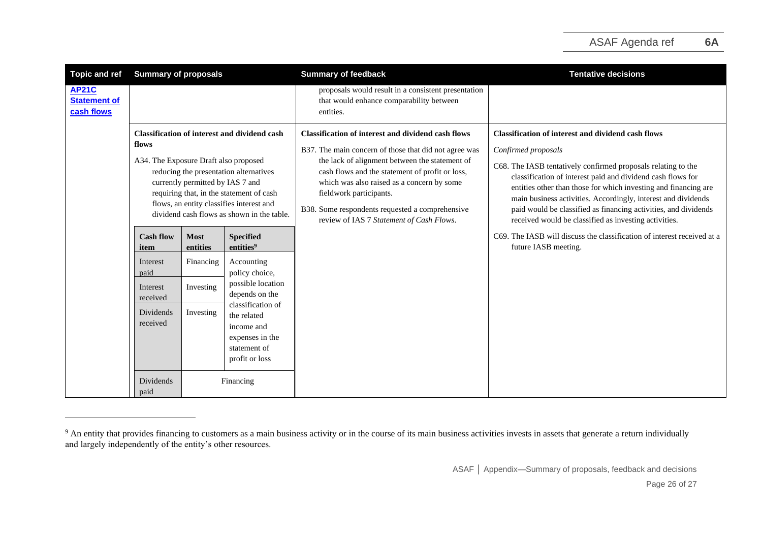| Topic and ref | Summary of proposals | Summary of feedback | Tentative decisions |
|---|---|---|---|
| **AP21C Statement of cash flows** | | proposals would result in a consistent presentation that would enhance comparability between entities. | |
| | **Classification of interest and dividend cash flows**<br><br>A34. The Exposure Draft also proposed reducing the presentation alternatives currently permitted by IAS 7 and requiring that, in the statement of cash flows, an entity classifies interest and dividend cash flows as shown in the table.<br><br>(see table below) | **Classification of interest and dividend cash flows**<br><br>B37. The main concern of those that did not agree was the lack of alignment between the statement of cash flows and the statement of profit or loss, which was also raised as a concern by some fieldwork participants.<br><br>B38. Some respondents requested a comprehensive review of IAS 7 *Statement of Cash Flows*. | **Classification of interest and dividend cash flows**<br><br>*Confirmed proposals*<br><br>C68. The IASB tentatively confirmed proposals relating to the classification of interest paid and dividend cash flows for entities other than those for which investing and financing are main business activities. Accordingly, interest and dividends paid would be classified as financing activities, and dividends received would be classified as investing activities.<br><br>C69. The IASB will discuss the classification of interest received at a future IASB meeting. |

| Cash flow item | Most entities | Specified entities[9] |
|---|---|---|
| Interest paid | Financing | Accounting policy choice, possible location depends on the classification of the related income and expenses in the statement of profit or loss |
| Interest received | Investing | |
| Dividends received | Investing | |
| Dividends paid | Financing | Financing |

[9] An entity that provides financing to customers as a main business activity or in the course of its main business activities invests in assets that generate a return individually and largely independently of the entity's other resources.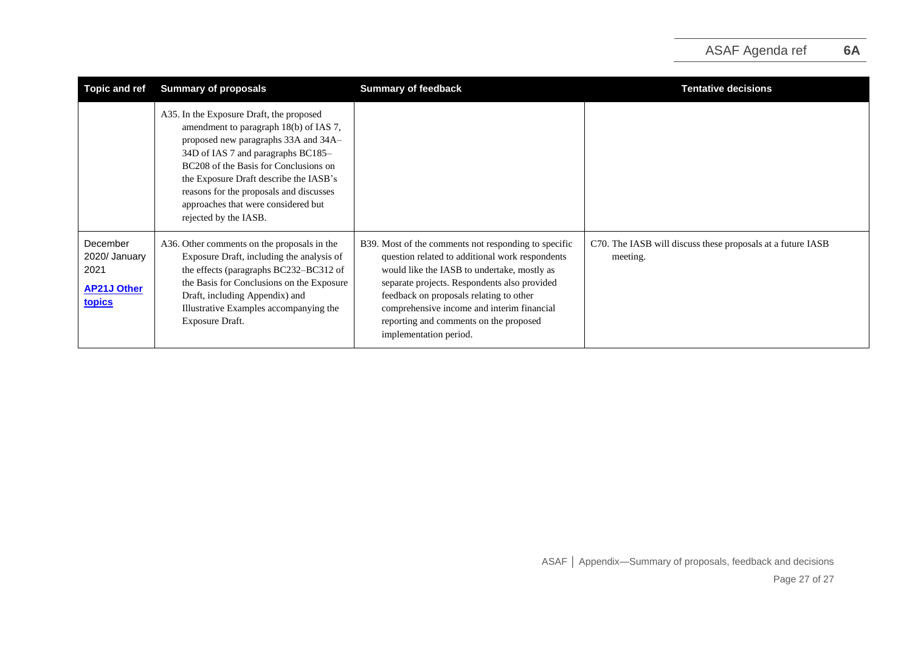| Topic and ref | Summary of proposals | Summary of feedback | Tentative decisions |
|---|---|---|---|
| | A35. In the Exposure Draft, the proposed amendment to paragraph 18(b) of IAS 7, proposed new paragraphs 33A and 34A–34D of IAS 7 and paragraphs BC185–BC208 of the Basis for Conclusions on the Exposure Draft describe the IASB's reasons for the proposals and discusses approaches that were considered but rejected by the IASB. | | |
| December 2020/ January 2021 **AP21J Other topics** | A36. Other comments on the proposals in the Exposure Draft, including the analysis of the effects (paragraphs BC232–BC312 of the Basis for Conclusions on the Exposure Draft, including Appendix) and Illustrative Examples accompanying the Exposure Draft. | B39. Most of the comments not responding to specific question related to additional work respondents would like the IASB to undertake, mostly as separate projects. Respondents also provided feedback on proposals relating to other comprehensive income and interim financial reporting and comments on the proposed implementation period. | C70. The IASB will discuss these proposals at a future IASB meeting. |